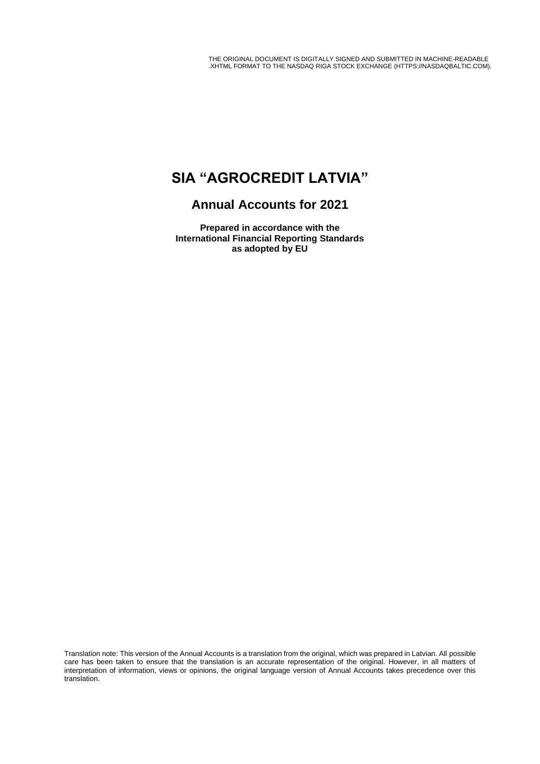THE ORIGINAL DOCUMENT IS DIGITALLY SIGNED AND SUBMITTED IN MACHINE-READABLE .XHTML FORMAT TO THE NASDAQ RIGA STOCK EXCHANGE (HTTPS://NASDAQBALTIC.COM).

# SIA "AGROCREDIT LATVIA"

## Annual Accounts for 2021

**Prepared in accordance with the International Financial Reporting Standards as adopted by EU**

Translation note: This version of the Annual Accounts is a translation from the original, which was prepared in Latvian. All possible care has been taken to ensure that the translation is an accurate representation of the original. However, in all matters of interpretation of information, views or opinions, the original language version of Annual Accounts takes precedence over this translation.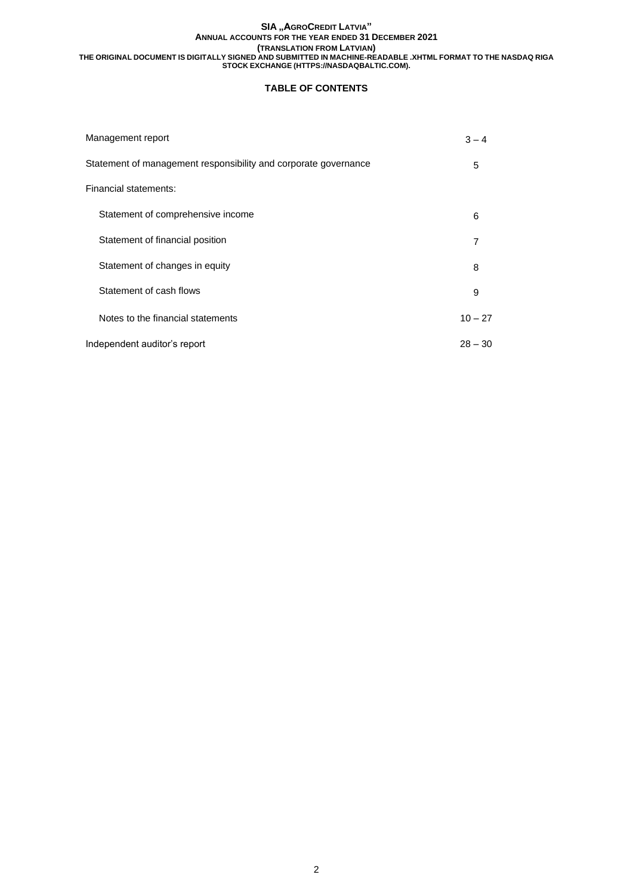# TABLE OF CONTENTS

| | |
|---|---|
| Management report | 3 – 4 |
| Statement of management responsibility and corporate governance | 5 |
| Financial statements: | |
| Statement of comprehensive income | 6 |
| Statement of financial position | 7 |
| Statement of changes in equity | 8 |
| Statement of cash flows | 9 |
| Notes to the financial statements | 10 – 27 |
| Independent auditor's report | 28 – 30 |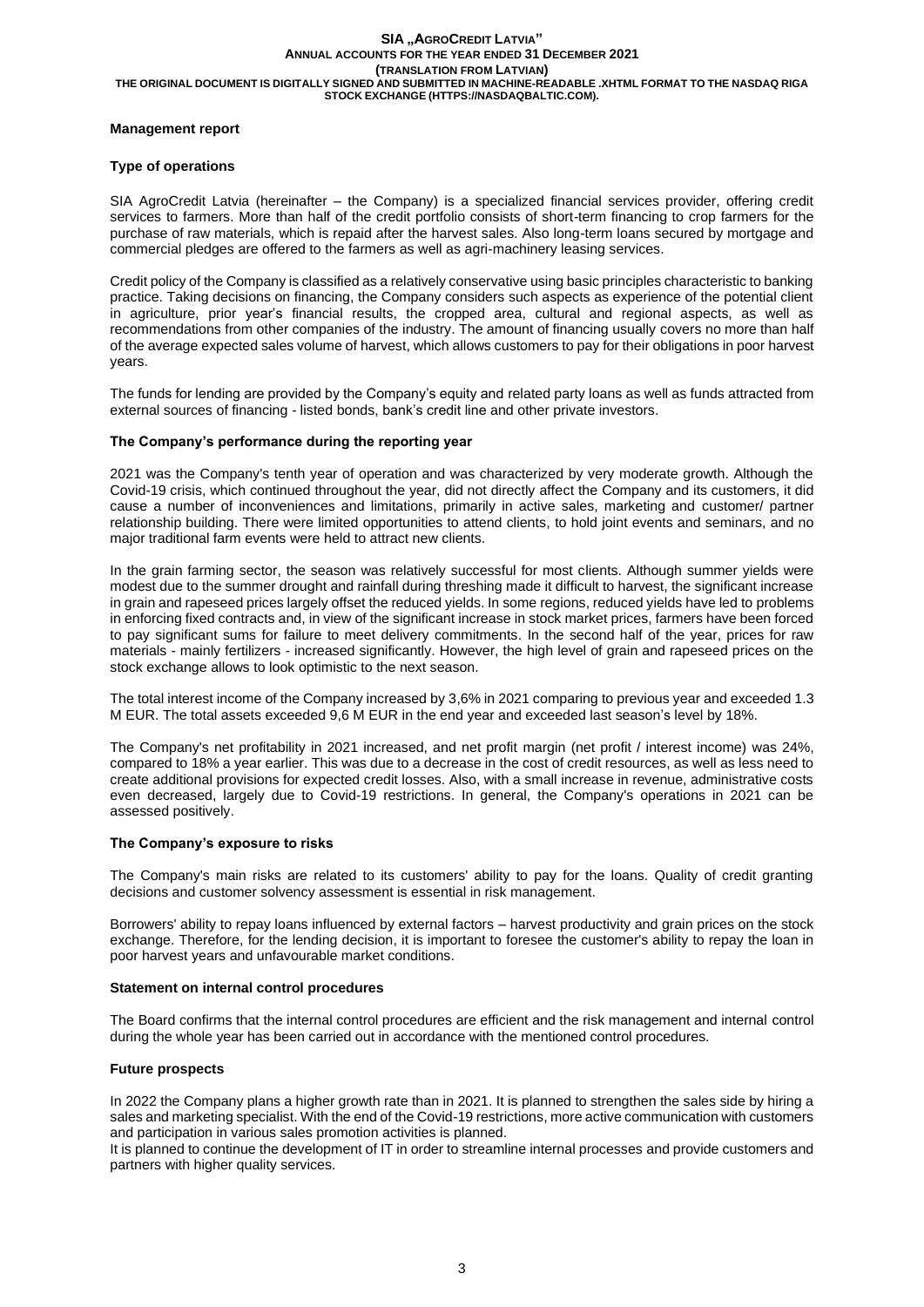## Management report

### Type of operations

SIA AgroCredit Latvia (hereinafter – the Company) is a specialized financial services provider, offering credit services to farmers. More than half of the credit portfolio consists of short-term financing to crop farmers for the purchase of raw materials, which is repaid after the harvest sales. Also long-term loans secured by mortgage and commercial pledges are offered to the farmers as well as agri-machinery leasing services.

Credit policy of the Company is classified as a relatively conservative using basic principles characteristic to banking practice. Taking decisions on financing, the Company considers such aspects as experience of the potential client in agriculture, prior year's financial results, the cropped area, cultural and regional aspects, as well as recommendations from other companies of the industry. The amount of financing usually covers no more than half of the average expected sales volume of harvest, which allows customers to pay for their obligations in poor harvest years.

The funds for lending are provided by the Company's equity and related party loans as well as funds attracted from external sources of financing - listed bonds, bank's credit line and other private investors.

### The Company's performance during the reporting year

2021 was the Company's tenth year of operation and was characterized by very moderate growth. Although the Covid-19 crisis, which continued throughout the year, did not directly affect the Company and its customers, it did cause a number of inconveniences and limitations, primarily in active sales, marketing and customer/ partner relationship building. There were limited opportunities to attend clients, to hold joint events and seminars, and no major traditional farm events were held to attract new clients.

In the grain farming sector, the season was relatively successful for most clients. Although summer yields were modest due to the summer drought and rainfall during threshing made it difficult to harvest, the significant increase in grain and rapeseed prices largely offset the reduced yields. In some regions, reduced yields have led to problems in enforcing fixed contracts and, in view of the significant increase in stock market prices, farmers have been forced to pay significant sums for failure to meet delivery commitments. In the second half of the year, prices for raw materials - mainly fertilizers - increased significantly. However, the high level of grain and rapeseed prices on the stock exchange allows to look optimistic to the next season.

The total interest income of the Company increased by 3,6% in 2021 comparing to previous year and exceeded 1.3 M EUR. The total assets exceeded 9,6 M EUR in the end year and exceeded last season's level by 18%.

The Company's net profitability in 2021 increased, and net profit margin (net profit / interest income) was 24%, compared to 18% a year earlier. This was due to a decrease in the cost of credit resources, as well as less need to create additional provisions for expected credit losses. Also, with a small increase in revenue, administrative costs even decreased, largely due to Covid-19 restrictions. In general, the Company's operations in 2021 can be assessed positively.

### The Company's exposure to risks

The Company's main risks are related to its customers' ability to pay for the loans. Quality of credit granting decisions and customer solvency assessment is essential in risk management.

Borrowers' ability to repay loans influenced by external factors – harvest productivity and grain prices on the stock exchange. Therefore, for the lending decision, it is important to foresee the customer's ability to repay the loan in poor harvest years and unfavourable market conditions.

### Statement on internal control procedures

The Board confirms that the internal control procedures are efficient and the risk management and internal control during the whole year has been carried out in accordance with the mentioned control procedures.

### Future prospects

In 2022 the Company plans a higher growth rate than in 2021. It is planned to strengthen the sales side by hiring a sales and marketing specialist. With the end of the Covid-19 restrictions, more active communication with customers and participation in various sales promotion activities is planned.

It is planned to continue the development of IT in order to streamline internal processes and provide customers and partners with higher quality services.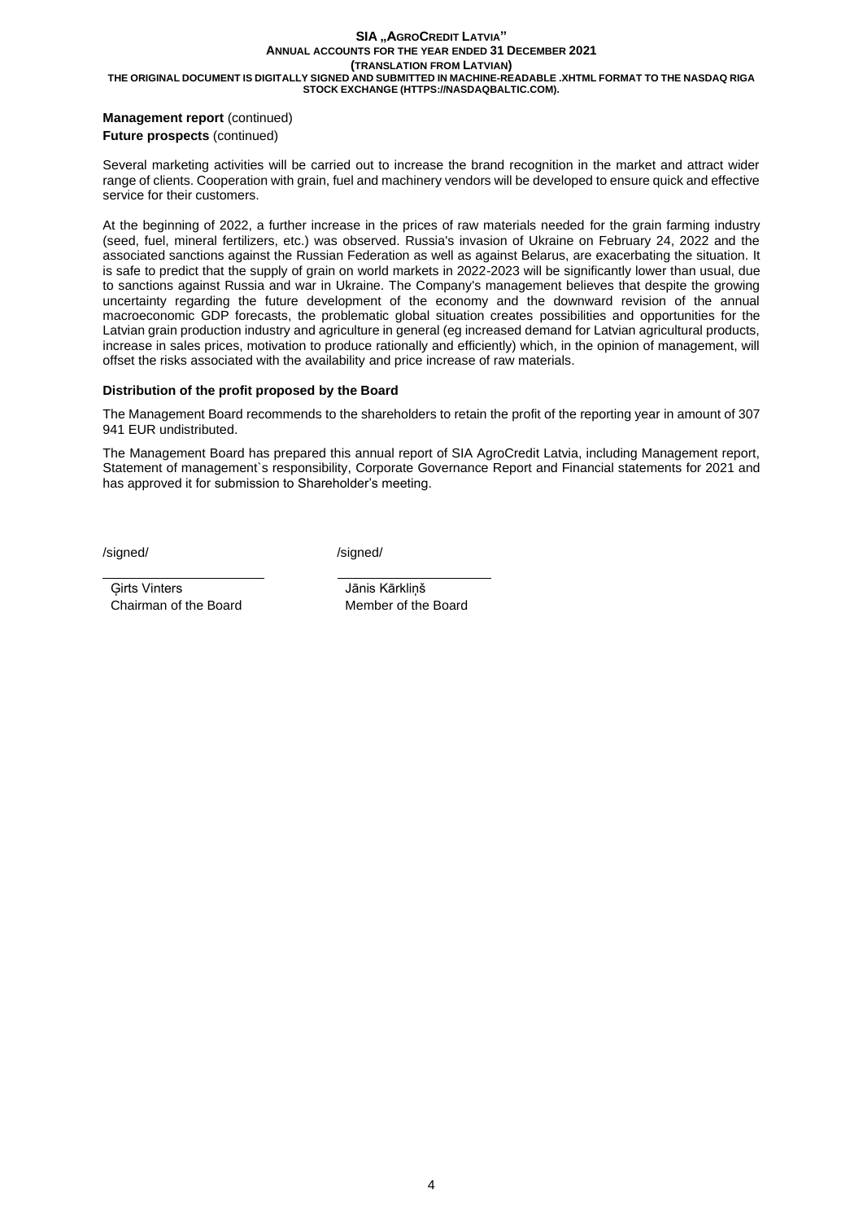**Management report** (continued)

**Future prospects** (continued)

Several marketing activities will be carried out to increase the brand recognition in the market and attract wider range of clients. Cooperation with grain, fuel and machinery vendors will be developed to ensure quick and effective service for their customers.

At the beginning of 2022, a further increase in the prices of raw materials needed for the grain farming industry (seed, fuel, mineral fertilizers, etc.) was observed. Russia's invasion of Ukraine on February 24, 2022 and the associated sanctions against the Russian Federation as well as against Belarus, are exacerbating the situation. It is safe to predict that the supply of grain on world markets in 2022-2023 will be significantly lower than usual, due to sanctions against Russia and war in Ukraine. The Company's management believes that despite the growing uncertainty regarding the future development of the economy and the downward revision of the annual macroeconomic GDP forecasts, the problematic global situation creates possibilities and opportunities for the Latvian grain production industry and agriculture in general (eg increased demand for Latvian agricultural products, increase in sales prices, motivation to produce rationally and efficiently) which, in the opinion of management, will offset the risks associated with the availability and price increase of raw materials.

**Distribution of the profit proposed by the Board**

The Management Board recommends to the shareholders to retain the profit of the reporting year in amount of 307 941 EUR undistributed.

The Management Board has prepared this annual report of SIA AgroCredit Latvia, including Management report, Statement of management`s responsibility, Corporate Governance Report and Financial statements for 2021 and has approved it for submission to Shareholder's meeting.

/signed/ /signed/

Ģirts Vinters
Chairman of the Board

Jānis Kārkliņš
Member of the Board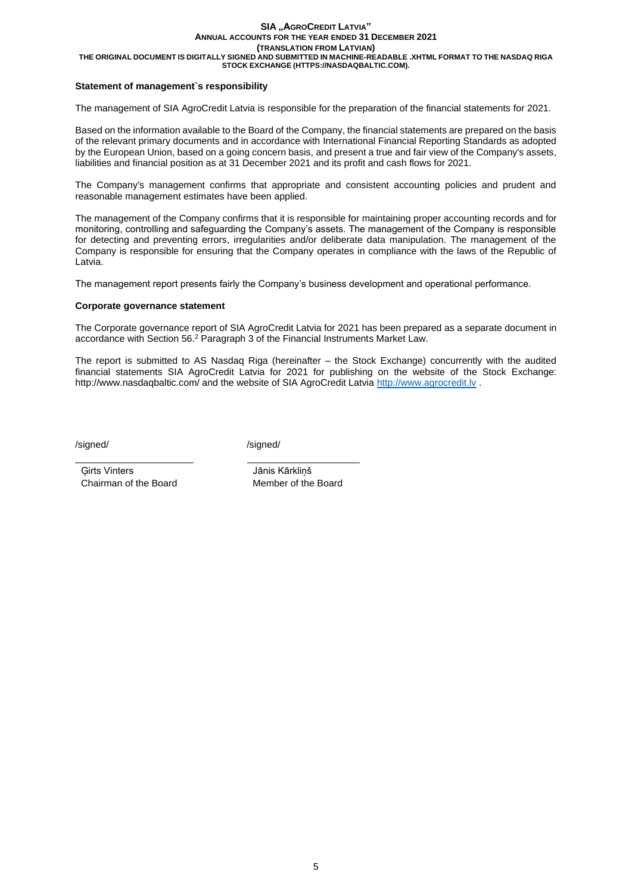**Statement of management`s responsibility**

The management of SIA AgroCredit Latvia is responsible for the preparation of the financial statements for 2021.

Based on the information available to the Board of the Company, the financial statements are prepared on the basis of the relevant primary documents and in accordance with International Financial Reporting Standards as adopted by the European Union, based on a going concern basis, and present a true and fair view of the Company's assets, liabilities and financial position as at 31 December 2021 and its profit and cash flows for 2021.

The Company's management confirms that appropriate and consistent accounting policies and prudent and reasonable management estimates have been applied.

The management of the Company confirms that it is responsible for maintaining proper accounting records and for monitoring, controlling and safeguarding the Company's assets. The management of the Company is responsible for detecting and preventing errors, irregularities and/or deliberate data manipulation. The management of the Company is responsible for ensuring that the Company operates in compliance with the laws of the Republic of Latvia.

The management report presents fairly the Company's business development and operational performance.

**Corporate governance statement**

The Corporate governance report of SIA AgroCredit Latvia for 2021 has been prepared as a separate document in accordance with Section 56.[2] Paragraph 3 of the Financial Instruments Market Law.

The report is submitted to AS Nasdaq Riga (hereinafter – the Stock Exchange) concurrently with the audited financial statements SIA AgroCredit Latvia for 2021 for publishing on the website of the Stock Exchange: http://www.nasdaqbaltic.com/ and the website of SIA AgroCredit Latvia http://www.agrocredit.lv .

/signed/

Ģirts Vinters
Chairman of the Board

/signed/

Jānis Kārkliņš
Member of the Board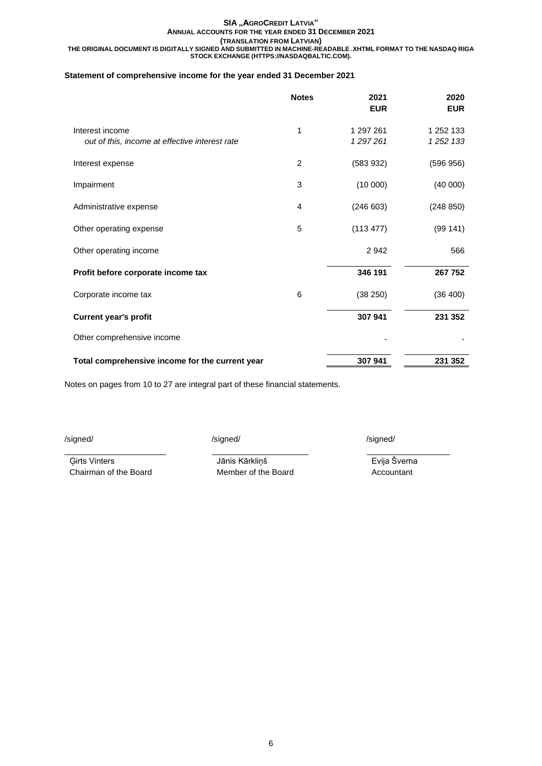## Statement of comprehensive income for the year ended 31 December 2021

| | Notes | 2021 EUR | 2020 EUR |
|---|---|---|---|
| Interest income | 1 | 1 297 261 | 1 252 133 |
| *out of this, income at effective interest rate* | | *1 297 261* | *1 252 133* |
| Interest expense | 2 | (583 932) | (596 956) |
| Impairment | 3 | (10 000) | (40 000) |
| Administrative expense | 4 | (246 603) | (248 850) |
| Other operating expense | 5 | (113 477) | (99 141) |
| Other operating income | | 2 942 | 566 |
| **Profit before corporate income tax** | | **346 191** | **267 752** |
| Corporate income tax | 6 | (38 250) | (36 400) |
| **Current year's profit** | | **307 941** | **231 352** |
| Other comprehensive income | | - | - |
| **Total comprehensive income for the current year** | | **307 941** | **231 352** |

Notes on pages from 10 to 27 are integral part of these financial statements.

| /signed/ | /signed/ | /signed/ |
|---|---|---|
| Ģirts Vinters<br>Chairman of the Board | Jānis Kārkliņš<br>Member of the Board | Evija Šverna<br>Accountant |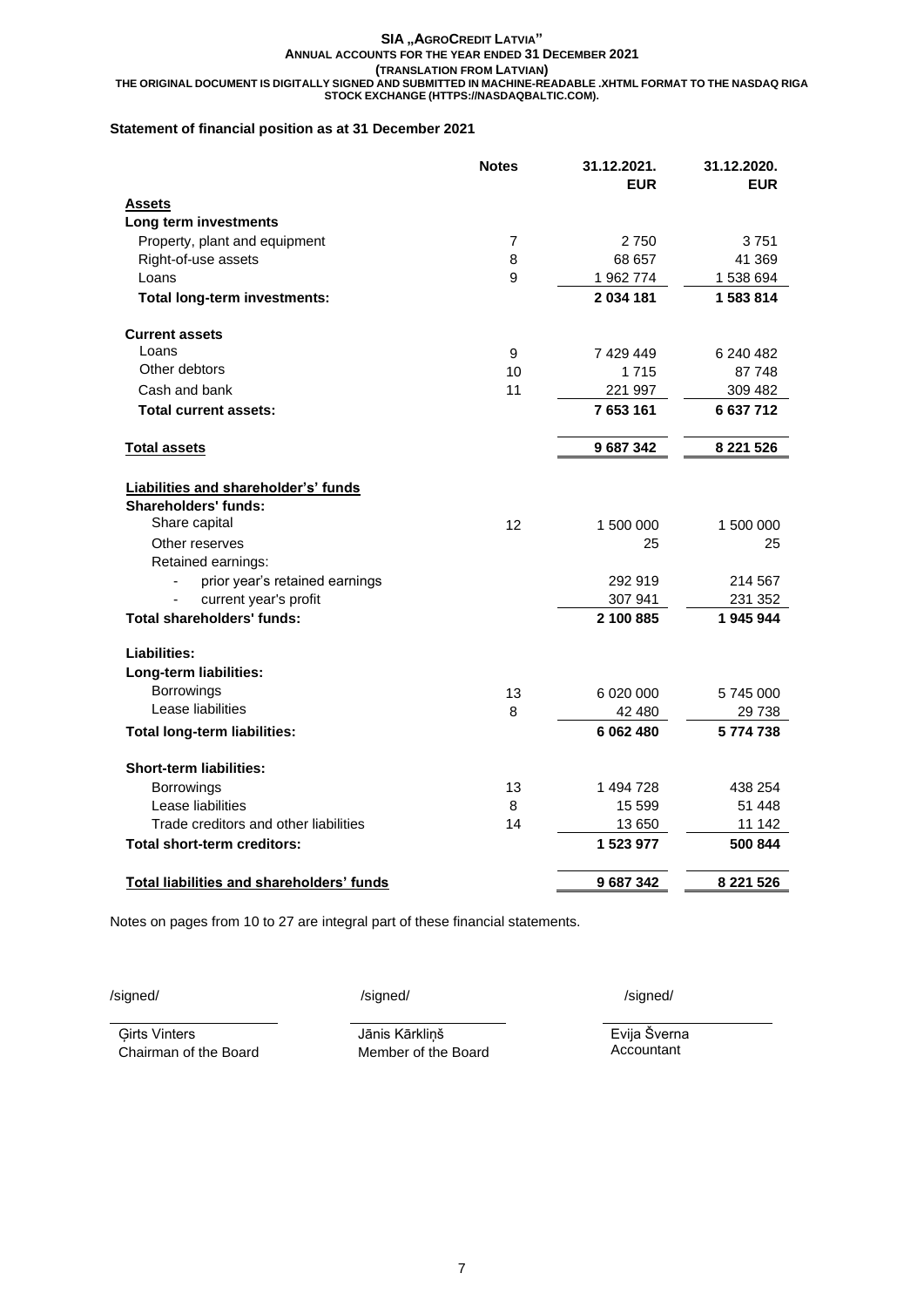**Statement of financial position as at 31 December 2021**

| | Notes | 31.12.2021. EUR | 31.12.2020. EUR |
|---|---|---|---|
| **Assets** | | | |
| **Long term investments** | | | |
| Property, plant and equipment | 7 | 2 750 | 3 751 |
| Right-of-use assets | 8 | 68 657 | 41 369 |
| Loans | 9 | 1 962 774 | 1 538 694 |
| **Total long-term investments:** | | **2 034 181** | **1 583 814** |
| **Current assets** | | | |
| Loans | 9 | 7 429 449 | 6 240 482 |
| Other debtors | 10 | 1 715 | 87 748 |
| Cash and bank | 11 | 221 997 | 309 482 |
| **Total current assets:** | | **7 653 161** | **6 637 712** |
| **Total assets** | | **9 687 342** | **8 221 526** |
| **Liabilities and shareholder's' funds** | | | |
| **Shareholders' funds:** | | | |
| Share capital | 12 | 1 500 000 | 1 500 000 |
| Other reserves | | 25 | 25 |
| Retained earnings: | | | |
| - prior year's retained earnings | | 292 919 | 214 567 |
| - current year's profit | | 307 941 | 231 352 |
| **Total shareholders' funds:** | | **2 100 885** | **1 945 944** |
| **Liabilities:** | | | |
| **Long-term liabilities:** | | | |
| Borrowings | 13 | 6 020 000 | 5 745 000 |
| Lease liabilities | 8 | 42 480 | 29 738 |
| **Total long-term liabilities:** | | **6 062 480** | **5 774 738** |
| **Short-term liabilities:** | | | |
| Borrowings | 13 | 1 494 728 | 438 254 |
| Lease liabilities | 8 | 15 599 | 51 448 |
| Trade creditors and other liabilities | 14 | 13 650 | 11 142 |
| **Total short-term creditors:** | | **1 523 977** | **500 844** |
| **Total liabilities and shareholders' funds** | | **9 687 342** | **8 221 526** |

Notes on pages from 10 to 27 are integral part of these financial statements.

| /signed/ | /signed/ | /signed/ |
|---|---|---|
| Ģirts Vinters<br>Chairman of the Board | Jānis Kārkliņš<br>Member of the Board | Evija Šverna<br>Accountant |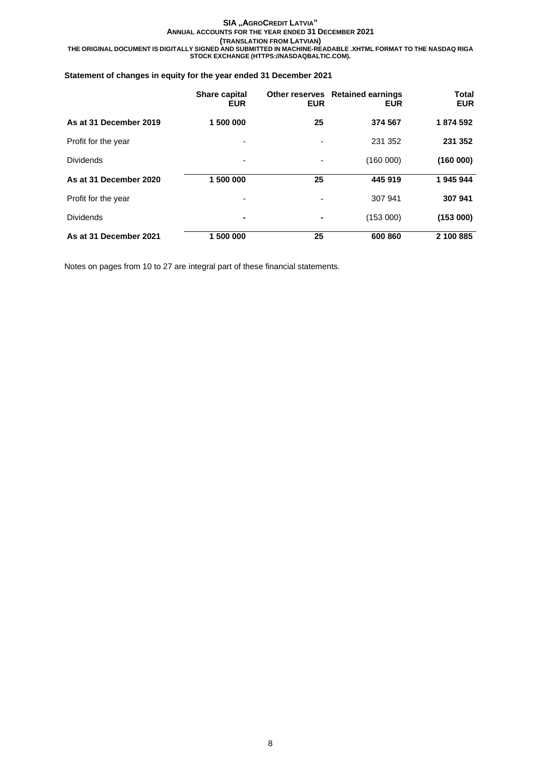## Statement of changes in equity for the year ended 31 December 2021

| | Share capital EUR | Other reserves EUR | Retained earnings EUR | Total EUR |
|---|---|---|---|---|
| **As at 31 December 2019** | **1 500 000** | **25** | **374 567** | **1 874 592** |
| Profit for the year | - | - | 231 352 | **231 352** |
| Dividends | - | - | (160 000) | **(160 000)** |
| **As at 31 December 2020** | **1 500 000** | **25** | **445 919** | **1 945 944** |
| Profit for the year | - | - | 307 941 | **307 941** |
| Dividends | **-** | **-** | (153 000) | **(153 000)** |
| **As at 31 December 2021** | **1 500 000** | **25** | **600 860** | **2 100 885** |

Notes on pages from 10 to 27 are integral part of these financial statements.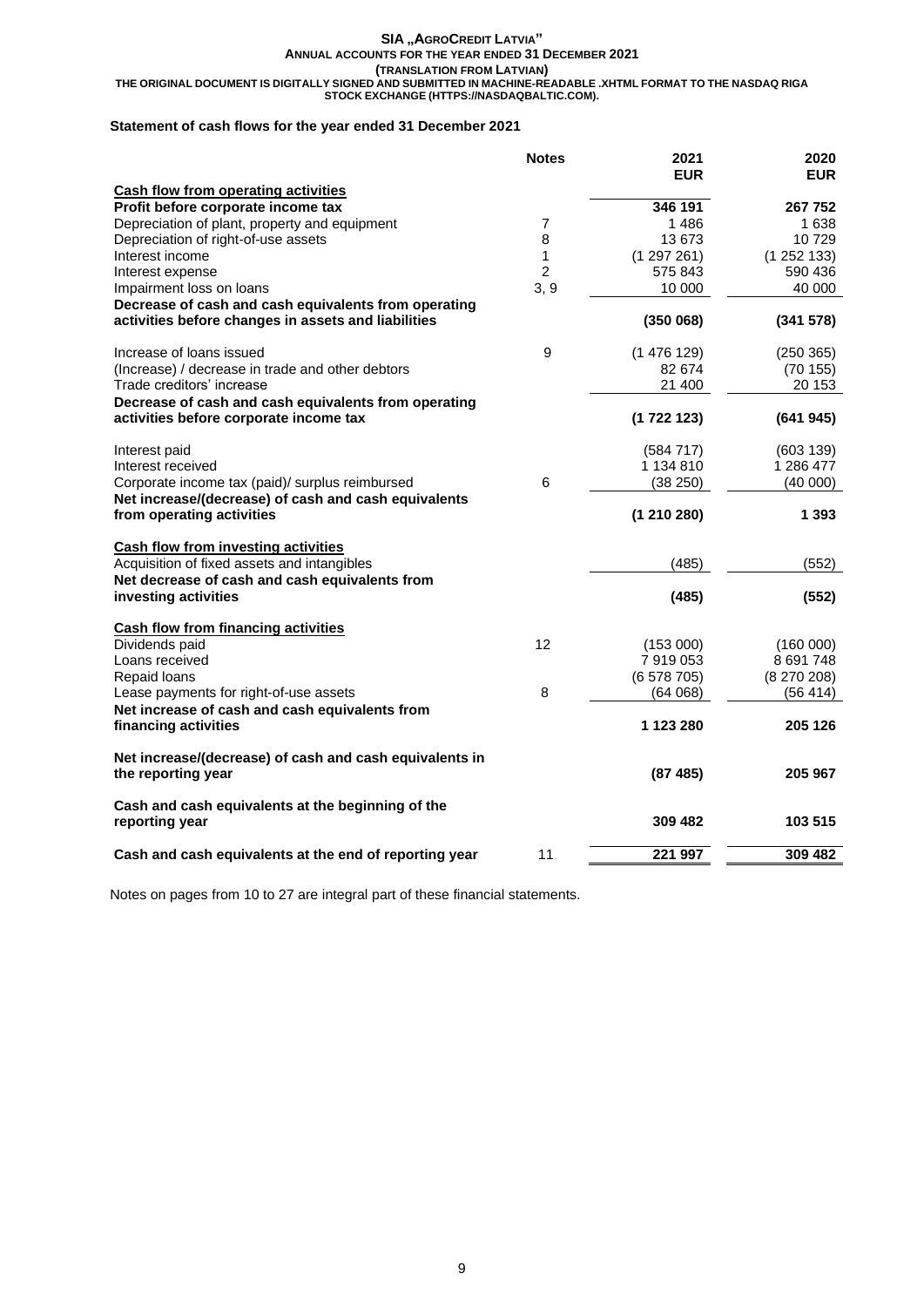**SIA „AGROCREDIT LATVIA"**
**ANNUAL ACCOUNTS FOR THE YEAR ENDED 31 DECEMBER 2021**
**(TRANSLATION FROM LATVIAN)**
**THE ORIGINAL DOCUMENT IS DIGITALLY SIGNED AND SUBMITTED IN MACHINE-READABLE .XHTML FORMAT TO THE NASDAQ RIGA STOCK EXCHANGE (HTTPS://NASDAQBALTIC.COM).**

## Statement of cash flows for the year ended 31 December 2021

| | Notes | 2021 EUR | 2020 EUR |
|---|---|---|---|
| **Cash flow from operating activities** | | | |
| **Profit before corporate income tax** | | **346 191** | **267 752** |
| Depreciation of plant, property and equipment | 7 | 1 486 | 1 638 |
| Depreciation of right-of-use assets | 8 | 13 673 | 10 729 |
| Interest income | 1 | (1 297 261) | (1 252 133) |
| Interest expense | 2 | 575 843 | 590 436 |
| Impairment loss on loans | 3, 9 | 10 000 | 40 000 |
| **Decrease of cash and cash equivalents from operating activities before changes in assets and liabilities** | | **(350 068)** | **(341 578)** |
| Increase of loans issued | 9 | (1 476 129) | (250 365) |
| (Increase) / decrease in trade and other debtors | | 82 674 | (70 155) |
| Trade creditors' increase | | 21 400 | 20 153 |
| **Decrease of cash and cash equivalents from operating activities before corporate income tax** | | **(1 722 123)** | **(641 945)** |
| Interest paid | | (584 717) | (603 139) |
| Interest received | | 1 134 810 | 1 286 477 |
| Corporate income tax (paid)/ surplus reimbursed | 6 | (38 250) | (40 000) |
| **Net increase/(decrease) of cash and cash equivalents from operating activities** | | **(1 210 280)** | **1 393** |
| **Cash flow from investing activities** | | | |
| Acquisition of fixed assets and intangibles | | (485) | (552) |
| **Net decrease of cash and cash equivalents from investing activities** | | **(485)** | **(552)** |
| **Cash flow from financing activities** | | | |
| Dividends paid | 12 | (153 000) | (160 000) |
| Loans received | | 7 919 053 | 8 691 748 |
| Repaid loans | | (6 578 705) | (8 270 208) |
| Lease payments for right-of-use assets | 8 | (64 068) | (56 414) |
| **Net increase of cash and cash equivalents from financing activities** | | **1 123 280** | **205 126** |
| **Net increase/(decrease) of cash and cash equivalents in the reporting year** | | **(87 485)** | **205 967** |
| **Cash and cash equivalents at the beginning of the reporting year** | | **309 482** | **103 515** |
| **Cash and cash equivalents at the end of reporting year** | 11 | **221 997** | **309 482** |

Notes on pages from 10 to 27 are integral part of these financial statements.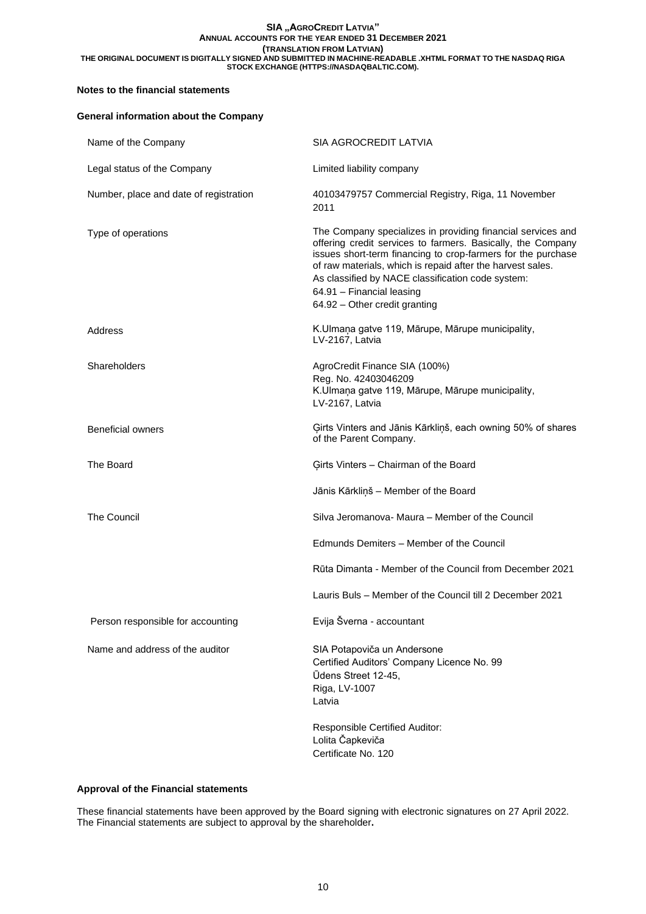## Notes to the financial statements

### General information about the Company

| | |
|---|---|
| Name of the Company | SIA AGROCREDIT LATVIA |
| Legal status of the Company | Limited liability company |
| Number, place and date of registration | 40103479757 Commercial Registry, Riga, 11 November 2011 |
| Type of operations | The Company specializes in providing financial services and offering credit services to farmers. Basically, the Company issues short-term financing to crop-farmers for the purchase of raw materials, which is repaid after the harvest sales.<br>As classified by NACE classification code system:<br>64.91 – Financial leasing<br>64.92 – Other credit granting |
| Address | K.Ulmaņa gatve 119, Mārupe, Mārupe municipality, LV-2167, Latvia |
| Shareholders | AgroCredit Finance SIA (100%)<br>Reg. No. 42403046209<br>K.Ulmaņa gatve 119, Mārupe, Mārupe municipality, LV-2167, Latvia |
| Beneficial owners | Ģirts Vinters and Jānis Kārkliņš, each owning 50% of shares of the Parent Company. |
| The Board | Ģirts Vinters – Chairman of the Board<br>Jānis Kārkliņš – Member of the Board |
| The Council | Silva Jeromanova- Maura – Member of the Council<br>Edmunds Demiters – Member of the Council<br>Rūta Dimanta - Member of the Council from December 2021<br>Lauris Buls – Member of the Council till 2 December 2021 |
| Person responsible for accounting | Evija Šverna - accountant |
| Name and address of the auditor | SIA Potapoviča un Andersone<br>Certified Auditors' Company Licence No. 99<br>Ūdens Street 12-45,<br>Riga, LV-1007<br>Latvia<br><br>Responsible Certified Auditor:<br>Lolita Čapkeviča<br>Certificate No. 120 |

### Approval of the Financial statements

These financial statements have been approved by the Board signing with electronic signatures on 27 April 2022. The Financial statements are subject to approval by the shareholder**.**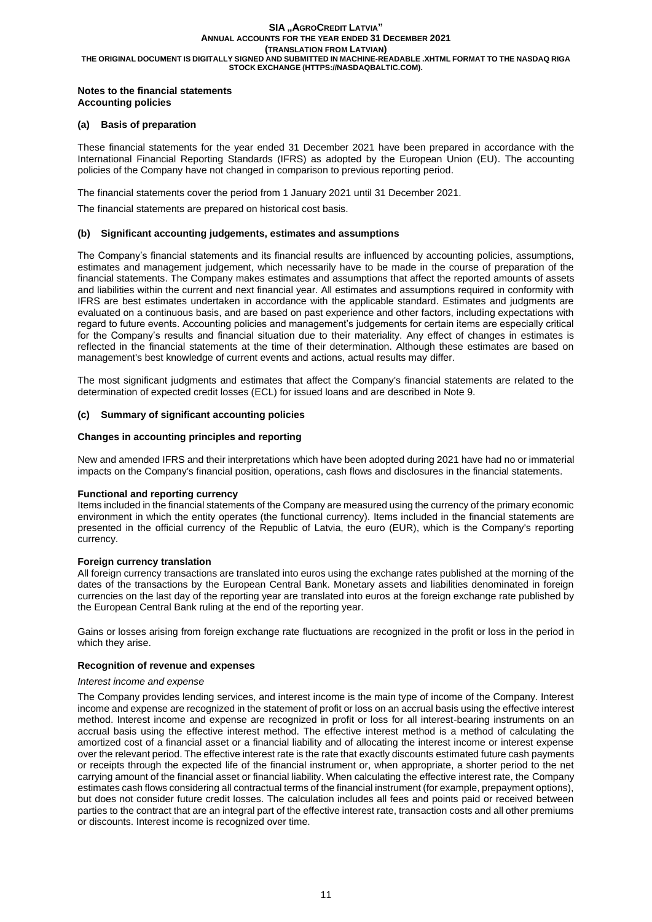**Notes to the financial statements**
**Accounting policies**

## (a) Basis of preparation

These financial statements for the year ended 31 December 2021 have been prepared in accordance with the International Financial Reporting Standards (IFRS) as adopted by the European Union (EU). The accounting policies of the Company have not changed in comparison to previous reporting period.

The financial statements cover the period from 1 January 2021 until 31 December 2021.

The financial statements are prepared on historical cost basis.

## (b) Significant accounting judgements, estimates and assumptions

The Company's financial statements and its financial results are influenced by accounting policies, assumptions, estimates and management judgement, which necessarily have to be made in the course of preparation of the financial statements. The Company makes estimates and assumptions that affect the reported amounts of assets and liabilities within the current and next financial year. All estimates and assumptions required in conformity with IFRS are best estimates undertaken in accordance with the applicable standard. Estimates and judgments are evaluated on a continuous basis, and are based on past experience and other factors, including expectations with regard to future events. Accounting policies and management's judgements for certain items are especially critical for the Company's results and financial situation due to their materiality. Any effect of changes in estimates is reflected in the financial statements at the time of their determination. Although these estimates are based on management's best knowledge of current events and actions, actual results may differ.

The most significant judgments and estimates that affect the Company's financial statements are related to the determination of expected credit losses (ECL) for issued loans and are described in Note 9.

## (c) Summary of significant accounting policies

### Changes in accounting principles and reporting

New and amended IFRS and their interpretations which have been adopted during 2021 have had no or immaterial impacts on the Company's financial position, operations, cash flows and disclosures in the financial statements.

### Functional and reporting currency

Items included in the financial statements of the Company are measured using the currency of the primary economic environment in which the entity operates (the functional currency). Items included in the financial statements are presented in the official currency of the Republic of Latvia, the euro (EUR), which is the Company's reporting currency.

### Foreign currency translation

All foreign currency transactions are translated into euros using the exchange rates published at the morning of the dates of the transactions by the European Central Bank. Monetary assets and liabilities denominated in foreign currencies on the last day of the reporting year are translated into euros at the foreign exchange rate published by the European Central Bank ruling at the end of the reporting year.

Gains or losses arising from foreign exchange rate fluctuations are recognized in the profit or loss in the period in which they arise.

### Recognition of revenue and expenses

*Interest income and expense*

The Company provides lending services, and interest income is the main type of income of the Company. Interest income and expense are recognized in the statement of profit or loss on an accrual basis using the effective interest method. Interest income and expense are recognized in profit or loss for all interest-bearing instruments on an accrual basis using the effective interest method. The effective interest method is a method of calculating the amortized cost of a financial asset or a financial liability and of allocating the interest income or interest expense over the relevant period. The effective interest rate is the rate that exactly discounts estimated future cash payments or receipts through the expected life of the financial instrument or, when appropriate, a shorter period to the net carrying amount of the financial asset or financial liability. When calculating the effective interest rate, the Company estimates cash flows considering all contractual terms of the financial instrument (for example, prepayment options), but does not consider future credit losses. The calculation includes all fees and points paid or received between parties to the contract that are an integral part of the effective interest rate, transaction costs and all other premiums or discounts. Interest income is recognized over time.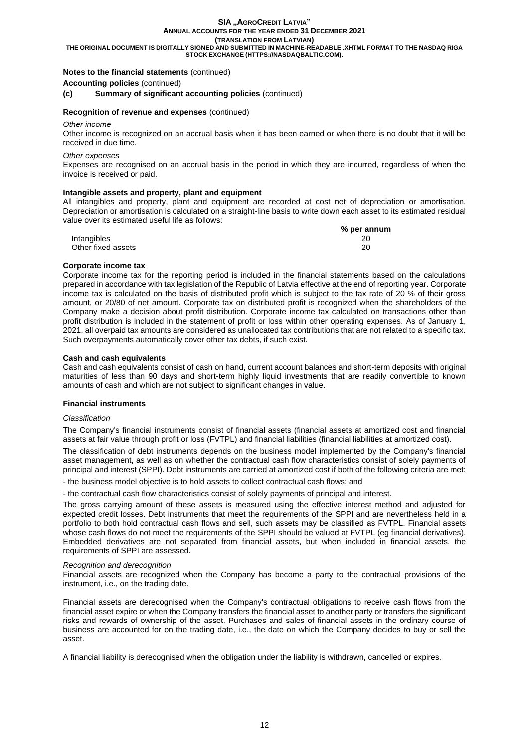**Notes to the financial statements** (continued)

**Accounting policies** (continued)

**(c) Summary of significant accounting policies** (continued)

**Recognition of revenue and expenses** (continued)

*Other income*

Other income is recognized on an accrual basis when it has been earned or when there is no doubt that it will be received in due time.

*Other expenses*

Expenses are recognised on an accrual basis in the period in which they are incurred, regardless of when the invoice is received or paid.

**Intangible assets and property, plant and equipment**

All intangibles and property, plant and equipment are recorded at cost net of depreciation or amortisation. Depreciation or amortisation is calculated on a straight-line basis to write down each asset to its estimated residual value over its estimated useful life as follows:

| | % per annum |
|---|---|
| Intangibles | 20 |
| Other fixed assets | 20 |

**Corporate income tax**

Corporate income tax for the reporting period is included in the financial statements based on the calculations prepared in accordance with tax legislation of the Republic of Latvia effective at the end of reporting year. Corporate income tax is calculated on the basis of distributed profit which is subject to the tax rate of 20 % of their gross amount, or 20/80 of net amount. Corporate tax on distributed profit is recognized when the shareholders of the Company make a decision about profit distribution. Corporate income tax calculated on transactions other than profit distribution is included in the statement of profit or loss within other operating expenses. As of January 1, 2021, all overpaid tax amounts are considered as unallocated tax contributions that are not related to a specific tax. Such overpayments automatically cover other tax debts, if such exist.

**Cash and cash equivalents**

Cash and cash equivalents consist of cash on hand, current account balances and short-term deposits with original maturities of less than 90 days and short-term highly liquid investments that are readily convertible to known amounts of cash and which are not subject to significant changes in value.

**Financial instruments**

*Classification*

The Company's financial instruments consist of financial assets (financial assets at amortized cost and financial assets at fair value through profit or loss (FVTPL) and financial liabilities (financial liabilities at amortized cost).

The classification of debt instruments depends on the business model implemented by the Company's financial asset management, as well as on whether the contractual cash flow characteristics consist of solely payments of principal and interest (SPPI). Debt instruments are carried at amortized cost if both of the following criteria are met:

- the business model objective is to hold assets to collect contractual cash flows; and

- the contractual cash flow characteristics consist of solely payments of principal and interest.

The gross carrying amount of these assets is measured using the effective interest method and adjusted for expected credit losses. Debt instruments that meet the requirements of the SPPI and are nevertheless held in a portfolio to both hold contractual cash flows and sell, such assets may be classified as FVTPL. Financial assets whose cash flows do not meet the requirements of the SPPI should be valued at FVTPL (eg financial derivatives). Embedded derivatives are not separated from financial assets, but when included in financial assets, the requirements of SPPI are assessed.

*Recognition and derecognition*

Financial assets are recognized when the Company has become a party to the contractual provisions of the instrument, i.e., on the trading date.

Financial assets are derecognised when the Company's contractual obligations to receive cash flows from the financial asset expire or when the Company transfers the financial asset to another party or transfers the significant risks and rewards of ownership of the asset. Purchases and sales of financial assets in the ordinary course of business are accounted for on the trading date, i.e., the date on which the Company decides to buy or sell the asset.

A financial liability is derecognised when the obligation under the liability is withdrawn, cancelled or expires.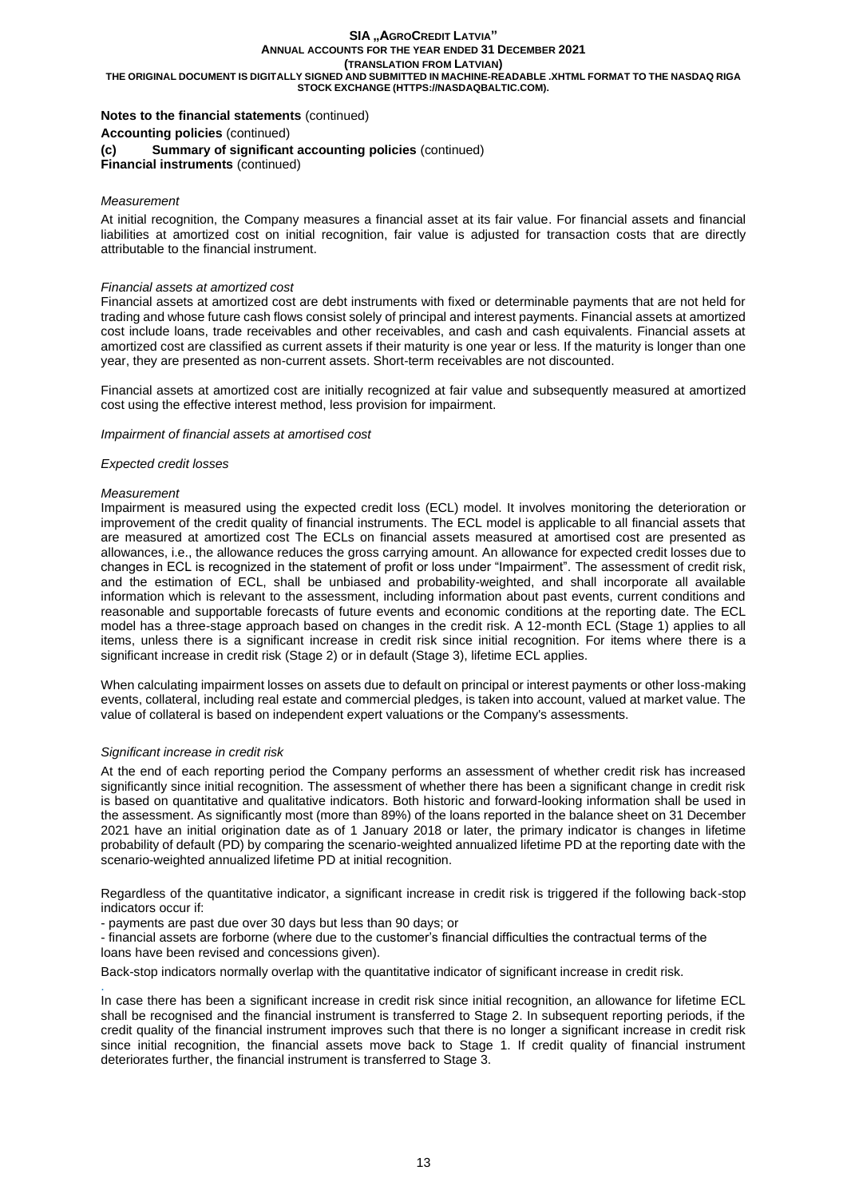**Notes to the financial statements** (continued)

**Accounting policies** (continued)

**(c) Summary of significant accounting policies** (continued)

**Financial instruments** (continued)

*Measurement*

At initial recognition, the Company measures a financial asset at its fair value. For financial assets and financial liabilities at amortized cost on initial recognition, fair value is adjusted for transaction costs that are directly attributable to the financial instrument.

*Financial assets at amortized cost*

Financial assets at amortized cost are debt instruments with fixed or determinable payments that are not held for trading and whose future cash flows consist solely of principal and interest payments. Financial assets at amortized cost include loans, trade receivables and other receivables, and cash and cash equivalents. Financial assets at amortized cost are classified as current assets if their maturity is one year or less. If the maturity is longer than one year, they are presented as non-current assets. Short-term receivables are not discounted.

Financial assets at amortized cost are initially recognized at fair value and subsequently measured at amortized cost using the effective interest method, less provision for impairment.

*Impairment of financial assets at amortised cost*

*Expected credit losses*

*Measurement*

Impairment is measured using the expected credit loss (ECL) model. It involves monitoring the deterioration or improvement of the credit quality of financial instruments. The ECL model is applicable to all financial assets that are measured at amortized cost The ECLs on financial assets measured at amortised cost are presented as allowances, i.e., the allowance reduces the gross carrying amount. An allowance for expected credit losses due to changes in ECL is recognized in the statement of profit or loss under "Impairment". The assessment of credit risk, and the estimation of ECL, shall be unbiased and probability-weighted, and shall incorporate all available information which is relevant to the assessment, including information about past events, current conditions and reasonable and supportable forecasts of future events and economic conditions at the reporting date. The ECL model has a three-stage approach based on changes in the credit risk. A 12-month ECL (Stage 1) applies to all items, unless there is a significant increase in credit risk since initial recognition. For items where there is a significant increase in credit risk (Stage 2) or in default (Stage 3), lifetime ECL applies.

When calculating impairment losses on assets due to default on principal or interest payments or other loss-making events, collateral, including real estate and commercial pledges, is taken into account, valued at market value. The value of collateral is based on independent expert valuations or the Company's assessments.

*Significant increase in credit risk*

At the end of each reporting period the Company performs an assessment of whether credit risk has increased significantly since initial recognition. The assessment of whether there has been a significant change in credit risk is based on quantitative and qualitative indicators. Both historic and forward-looking information shall be used in the assessment. As significantly most (more than 89%) of the loans reported in the balance sheet on 31 December 2021 have an initial origination date as of 1 January 2018 or later, the primary indicator is changes in lifetime probability of default (PD) by comparing the scenario-weighted annualized lifetime PD at the reporting date with the scenario-weighted annualized lifetime PD at initial recognition.

Regardless of the quantitative indicator, a significant increase in credit risk is triggered if the following back-stop indicators occur if:

- payments are past due over 30 days but less than 90 days; or
- financial assets are forborne (where due to the customer's financial difficulties the contractual terms of the loans have been revised and concessions given).

Back-stop indicators normally overlap with the quantitative indicator of significant increase in credit risk.

In case there has been a significant increase in credit risk since initial recognition, an allowance for lifetime ECL shall be recognised and the financial instrument is transferred to Stage 2. In subsequent reporting periods, if the credit quality of the financial instrument improves such that there is no longer a significant increase in credit risk since initial recognition, the financial assets move back to Stage 1. If credit quality of financial instrument deteriorates further, the financial instrument is transferred to Stage 3.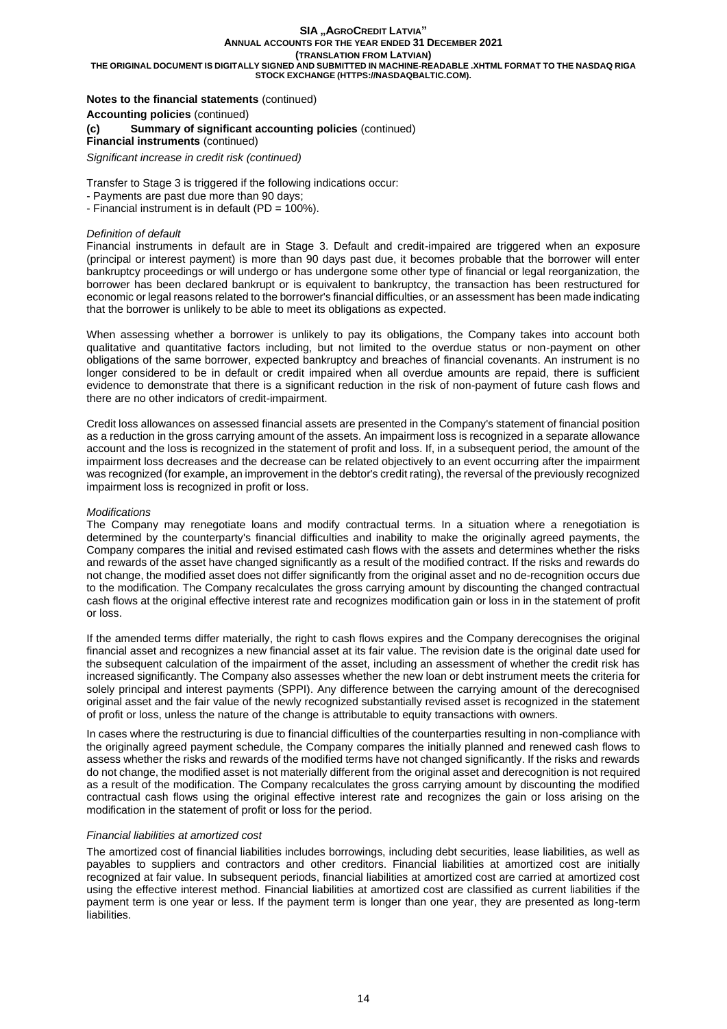**Notes to the financial statements** (continued)

**Accounting policies** (continued)

**(c) Summary of significant accounting policies** (continued)

**Financial instruments** (continued)

*Significant increase in credit risk (continued)*

Transfer to Stage 3 is triggered if the following indications occur:
- Payments are past due more than 90 days;
- Financial instrument is in default (PD = 100%).

*Definition of default*

Financial instruments in default are in Stage 3. Default and credit-impaired are triggered when an exposure (principal or interest payment) is more than 90 days past due, it becomes probable that the borrower will enter bankruptcy proceedings or will undergo or has undergone some other type of financial or legal reorganization, the borrower has been declared bankrupt or is equivalent to bankruptcy, the transaction has been restructured for economic or legal reasons related to the borrower's financial difficulties, or an assessment has been made indicating that the borrower is unlikely to be able to meet its obligations as expected.

When assessing whether a borrower is unlikely to pay its obligations, the Company takes into account both qualitative and quantitative factors including, but not limited to the overdue status or non-payment on other obligations of the same borrower, expected bankruptcy and breaches of financial covenants. An instrument is no longer considered to be in default or credit impaired when all overdue amounts are repaid, there is sufficient evidence to demonstrate that there is a significant reduction in the risk of non-payment of future cash flows and there are no other indicators of credit-impairment.

Credit loss allowances on assessed financial assets are presented in the Company's statement of financial position as a reduction in the gross carrying amount of the assets. An impairment loss is recognized in a separate allowance account and the loss is recognized in the statement of profit and loss. If, in a subsequent period, the amount of the impairment loss decreases and the decrease can be related objectively to an event occurring after the impairment was recognized (for example, an improvement in the debtor's credit rating), the reversal of the previously recognized impairment loss is recognized in profit or loss.

*Modifications*

The Company may renegotiate loans and modify contractual terms. In a situation where a renegotiation is determined by the counterparty's financial difficulties and inability to make the originally agreed payments, the Company compares the initial and revised estimated cash flows with the assets and determines whether the risks and rewards of the asset have changed significantly as a result of the modified contract. If the risks and rewards do not change, the modified asset does not differ significantly from the original asset and no de-recognition occurs due to the modification. The Company recalculates the gross carrying amount by discounting the changed contractual cash flows at the original effective interest rate and recognizes modification gain or loss in in the statement of profit or loss.

If the amended terms differ materially, the right to cash flows expires and the Company derecognises the original financial asset and recognizes a new financial asset at its fair value. The revision date is the original date used for the subsequent calculation of the impairment of the asset, including an assessment of whether the credit risk has increased significantly. The Company also assesses whether the new loan or debt instrument meets the criteria for solely principal and interest payments (SPPI). Any difference between the carrying amount of the derecognised original asset and the fair value of the newly recognized substantially revised asset is recognized in the statement of profit or loss, unless the nature of the change is attributable to equity transactions with owners.

In cases where the restructuring is due to financial difficulties of the counterparties resulting in non-compliance with the originally agreed payment schedule, the Company compares the initially planned and renewed cash flows to assess whether the risks and rewards of the modified terms have not changed significantly. If the risks and rewards do not change, the modified asset is not materially different from the original asset and derecognition is not required as a result of the modification. The Company recalculates the gross carrying amount by discounting the modified contractual cash flows using the original effective interest rate and recognizes the gain or loss arising on the modification in the statement of profit or loss for the period.

*Financial liabilities at amortized cost*

The amortized cost of financial liabilities includes borrowings, including debt securities, lease liabilities, as well as payables to suppliers and contractors and other creditors. Financial liabilities at amortized cost are initially recognized at fair value. In subsequent periods, financial liabilities at amortized cost are carried at amortized cost using the effective interest method. Financial liabilities at amortized cost are classified as current liabilities if the payment term is one year or less. If the payment term is longer than one year, they are presented as long-term liabilities.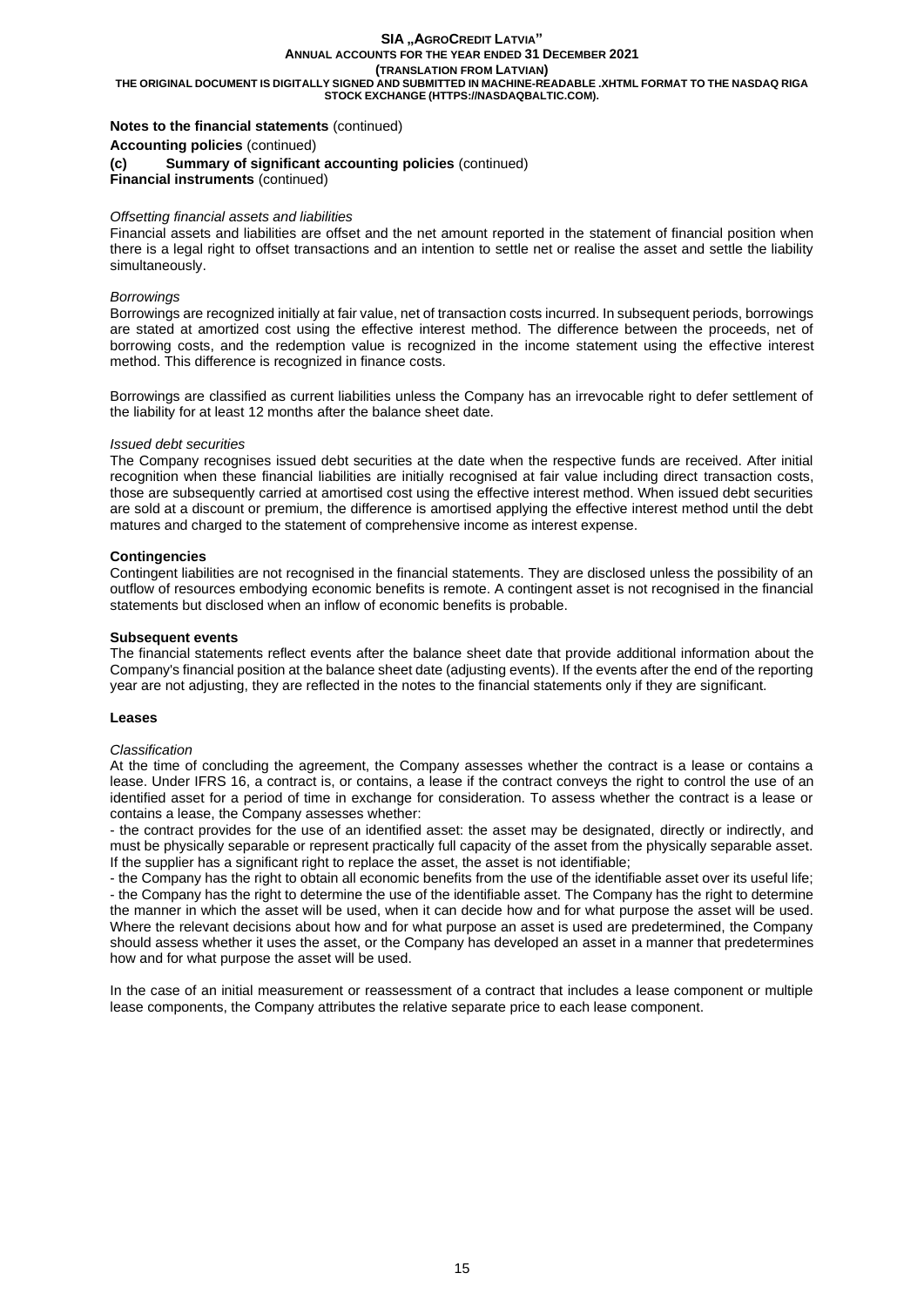**Notes to the financial statements** (continued)

**Accounting policies** (continued)

**(c) Summary of significant accounting policies** (continued)

**Financial instruments** (continued)

*Offsetting financial assets and liabilities*

Financial assets and liabilities are offset and the net amount reported in the statement of financial position when there is a legal right to offset transactions and an intention to settle net or realise the asset and settle the liability simultaneously.

*Borrowings*

Borrowings are recognized initially at fair value, net of transaction costs incurred. In subsequent periods, borrowings are stated at amortized cost using the effective interest method. The difference between the proceeds, net of borrowing costs, and the redemption value is recognized in the income statement using the effective interest method. This difference is recognized in finance costs.

Borrowings are classified as current liabilities unless the Company has an irrevocable right to defer settlement of the liability for at least 12 months after the balance sheet date.

*Issued debt securities*

The Company recognises issued debt securities at the date when the respective funds are received. After initial recognition when these financial liabilities are initially recognised at fair value including direct transaction costs, those are subsequently carried at amortised cost using the effective interest method. When issued debt securities are sold at a discount or premium, the difference is amortised applying the effective interest method until the debt matures and charged to the statement of comprehensive income as interest expense.

**Contingencies**

Contingent liabilities are not recognised in the financial statements. They are disclosed unless the possibility of an outflow of resources embodying economic benefits is remote. A contingent asset is not recognised in the financial statements but disclosed when an inflow of economic benefits is probable.

**Subsequent events**

The financial statements reflect events after the balance sheet date that provide additional information about the Company's financial position at the balance sheet date (adjusting events). If the events after the end of the reporting year are not adjusting, they are reflected in the notes to the financial statements only if they are significant.

**Leases**

*Classification*

At the time of concluding the agreement, the Company assesses whether the contract is a lease or contains a lease. Under IFRS 16, a contract is, or contains, a lease if the contract conveys the right to control the use of an identified asset for a period of time in exchange for consideration. To assess whether the contract is a lease or contains a lease, the Company assesses whether:

- the contract provides for the use of an identified asset: the asset may be designated, directly or indirectly, and must be physically separable or represent practically full capacity of the asset from the physically separable asset. If the supplier has a significant right to replace the asset, the asset is not identifiable;
- the Company has the right to obtain all economic benefits from the use of the identifiable asset over its useful life;
- the Company has the right to determine the use of the identifiable asset. The Company has the right to determine the manner in which the asset will be used, when it can decide how and for what purpose the asset will be used. Where the relevant decisions about how and for what purpose an asset is used are predetermined, the Company should assess whether it uses the asset, or the Company has developed an asset in a manner that predetermines how and for what purpose the asset will be used.

In the case of an initial measurement or reassessment of a contract that includes a lease component or multiple lease components, the Company attributes the relative separate price to each lease component.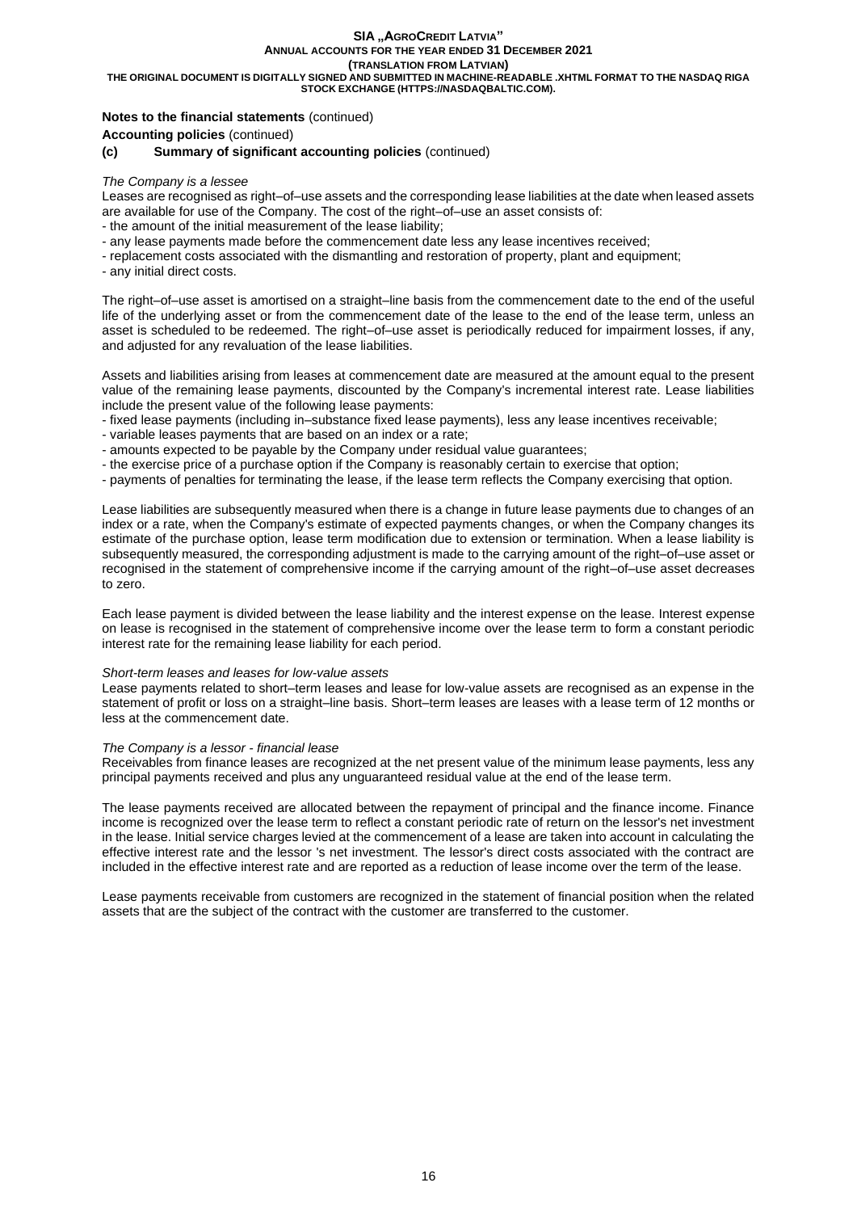**Notes to the financial statements** (continued)

**Accounting policies** (continued)

**(c) Summary of significant accounting policies** (continued)

*The Company is a lessee*

Leases are recognised as right–of–use assets and the corresponding lease liabilities at the date when leased assets are available for use of the Company. The cost of the right–of–use an asset consists of:

- the amount of the initial measurement of the lease liability;
- any lease payments made before the commencement date less any lease incentives received;
- replacement costs associated with the dismantling and restoration of property, plant and equipment;
- any initial direct costs.

The right–of–use asset is amortised on a straight–line basis from the commencement date to the end of the useful life of the underlying asset or from the commencement date of the lease to the end of the lease term, unless an asset is scheduled to be redeemed. The right–of–use asset is periodically reduced for impairment losses, if any, and adjusted for any revaluation of the lease liabilities.

Assets and liabilities arising from leases at commencement date are measured at the amount equal to the present value of the remaining lease payments, discounted by the Company's incremental interest rate. Lease liabilities include the present value of the following lease payments:

- fixed lease payments (including in–substance fixed lease payments), less any lease incentives receivable;
- variable leases payments that are based on an index or a rate;
- amounts expected to be payable by the Company under residual value guarantees;
- the exercise price of a purchase option if the Company is reasonably certain to exercise that option;
- payments of penalties for terminating the lease, if the lease term reflects the Company exercising that option.

Lease liabilities are subsequently measured when there is a change in future lease payments due to changes of an index or a rate, when the Company's estimate of expected payments changes, or when the Company changes its estimate of the purchase option, lease term modification due to extension or termination. When a lease liability is subsequently measured, the corresponding adjustment is made to the carrying amount of the right–of–use asset or recognised in the statement of comprehensive income if the carrying amount of the right–of–use asset decreases to zero.

Each lease payment is divided between the lease liability and the interest expense on the lease. Interest expense on lease is recognised in the statement of comprehensive income over the lease term to form a constant periodic interest rate for the remaining lease liability for each period.

*Short-term leases and leases for low-value assets*

Lease payments related to short–term leases and lease for low-value assets are recognised as an expense in the statement of profit or loss on a straight–line basis. Short–term leases are leases with a lease term of 12 months or less at the commencement date.

*The Company is a lessor - financial lease*

Receivables from finance leases are recognized at the net present value of the minimum lease payments, less any principal payments received and plus any unguaranteed residual value at the end of the lease term.

The lease payments received are allocated between the repayment of principal and the finance income. Finance income is recognized over the lease term to reflect a constant periodic rate of return on the lessor's net investment in the lease. Initial service charges levied at the commencement of a lease are taken into account in calculating the effective interest rate and the lessor 's net investment. The lessor's direct costs associated with the contract are included in the effective interest rate and are reported as a reduction of lease income over the term of the lease.

Lease payments receivable from customers are recognized in the statement of financial position when the related assets that are the subject of the contract with the customer are transferred to the customer.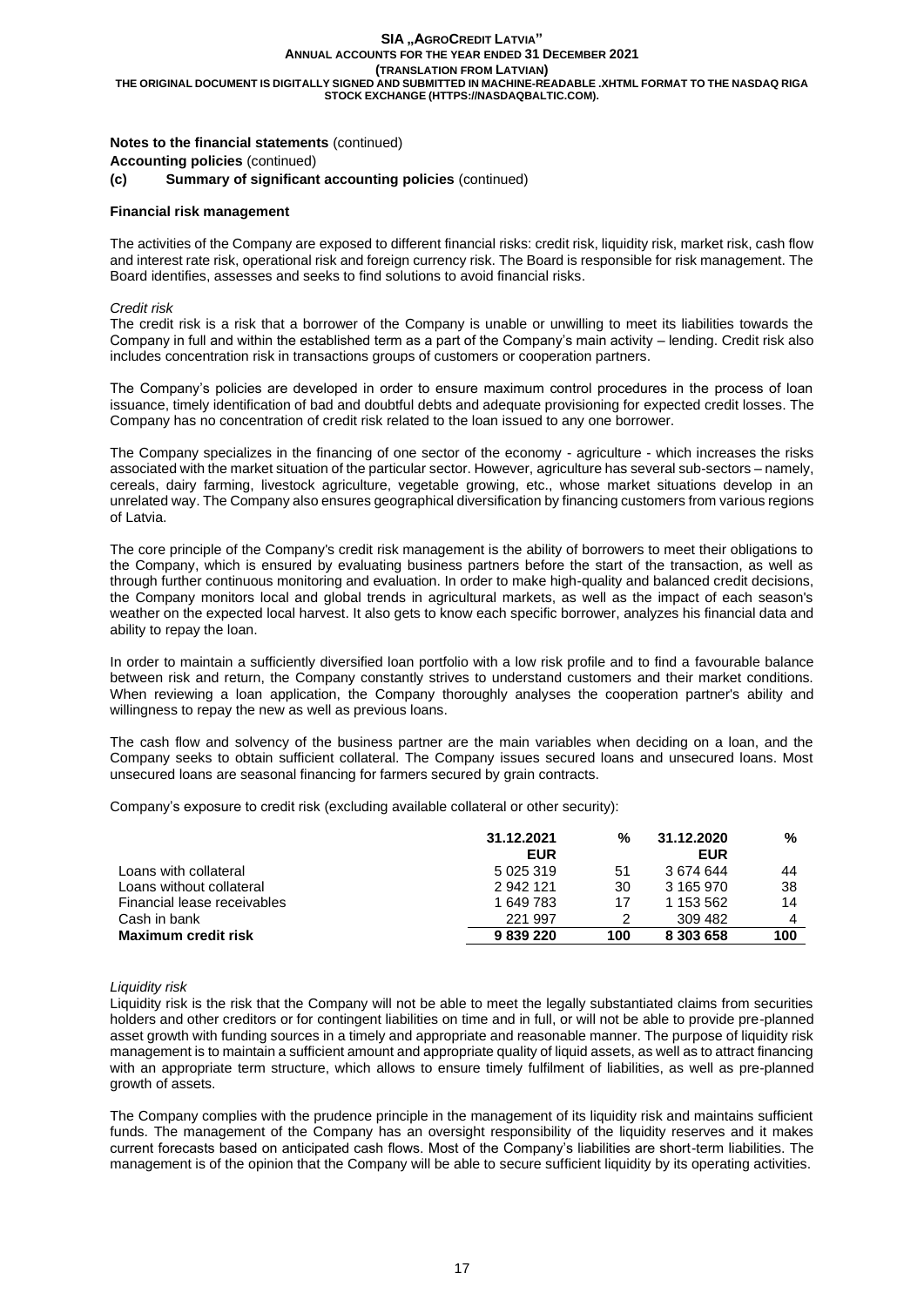**Notes to the financial statements** (continued)

**Accounting policies** (continued)

**(c) Summary of significant accounting policies** (continued)

**Financial risk management**

The activities of the Company are exposed to different financial risks: credit risk, liquidity risk, market risk, cash flow and interest rate risk, operational risk and foreign currency risk. The Board is responsible for risk management. The Board identifies, assesses and seeks to find solutions to avoid financial risks.

*Credit risk*

The credit risk is a risk that a borrower of the Company is unable or unwilling to meet its liabilities towards the Company in full and within the established term as a part of the Company's main activity – lending. Credit risk also includes concentration risk in transactions groups of customers or cooperation partners.

The Company's policies are developed in order to ensure maximum control procedures in the process of loan issuance, timely identification of bad and doubtful debts and adequate provisioning for expected credit losses. The Company has no concentration of credit risk related to the loan issued to any one borrower.

The Company specializes in the financing of one sector of the economy - agriculture - which increases the risks associated with the market situation of the particular sector. However, agriculture has several sub-sectors – namely, cereals, dairy farming, livestock agriculture, vegetable growing, etc., whose market situations develop in an unrelated way. The Company also ensures geographical diversification by financing customers from various regions of Latvia.

The core principle of the Company's credit risk management is the ability of borrowers to meet their obligations to the Company, which is ensured by evaluating business partners before the start of the transaction, as well as through further continuous monitoring and evaluation. In order to make high-quality and balanced credit decisions, the Company monitors local and global trends in agricultural markets, as well as the impact of each season's weather on the expected local harvest. It also gets to know each specific borrower, analyzes his financial data and ability to repay the loan.

In order to maintain a sufficiently diversified loan portfolio with a low risk profile and to find a favourable balance between risk and return, the Company constantly strives to understand customers and their market conditions. When reviewing a loan application, the Company thoroughly analyses the cooperation partner's ability and willingness to repay the new as well as previous loans.

The cash flow and solvency of the business partner are the main variables when deciding on a loan, and the Company seeks to obtain sufficient collateral. The Company issues secured loans and unsecured loans. Most unsecured loans are seasonal financing for farmers secured by grain contracts.

Company's exposure to credit risk (excluding available collateral or other security):

| | 31.12.2021 EUR | % | 31.12.2020 EUR | % |
|---|---|---|---|---|
| Loans with collateral | 5 025 319 | 51 | 3 674 644 | 44 |
| Loans without collateral | 2 942 121 | 30 | 3 165 970 | 38 |
| Financial lease receivables | 1 649 783 | 17 | 1 153 562 | 14 |
| Cash in bank | 221 997 | 2 | 309 482 | 4 |
| **Maximum credit risk** | **9 839 220** | **100** | **8 303 658** | **100** |

*Liquidity risk*

Liquidity risk is the risk that the Company will not be able to meet the legally substantiated claims from securities holders and other creditors or for contingent liabilities on time and in full, or will not be able to provide pre-planned asset growth with funding sources in a timely and appropriate and reasonable manner. The purpose of liquidity risk management is to maintain a sufficient amount and appropriate quality of liquid assets, as well as to attract financing with an appropriate term structure, which allows to ensure timely fulfilment of liabilities, as well as pre-planned growth of assets.

The Company complies with the prudence principle in the management of its liquidity risk and maintains sufficient funds. The management of the Company has an oversight responsibility of the liquidity reserves and it makes current forecasts based on anticipated cash flows. Most of the Company's liabilities are short-term liabilities. The management is of the opinion that the Company will be able to secure sufficient liquidity by its operating activities.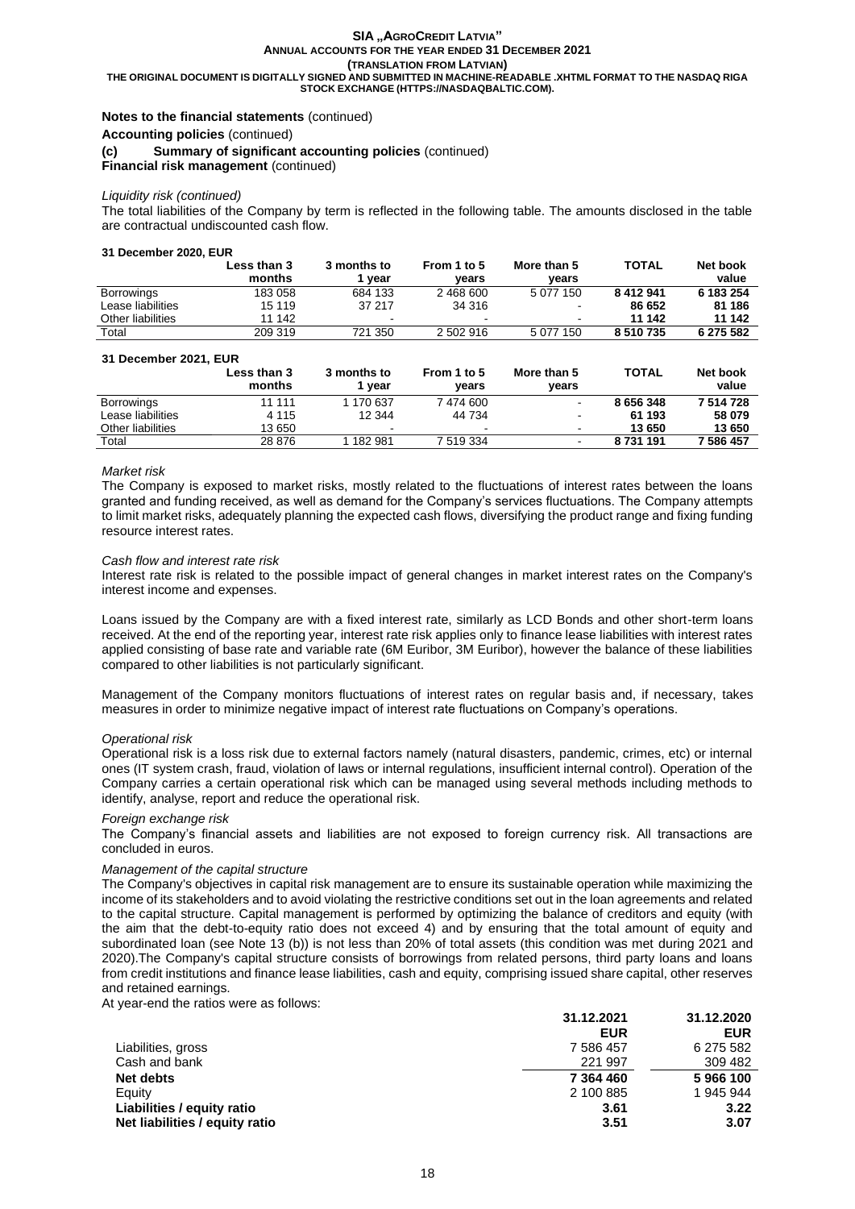**Notes to the financial statements** (continued)

**Accounting policies** (continued)

**(c) Summary of significant accounting policies** (continued)

**Financial risk management** (continued)

*Liquidity risk (continued)*

The total liabilities of the Company by term is reflected in the following table. The amounts disclosed in the table are contractual undiscounted cash flow.

**31 December 2020, EUR**

| | Less than 3 months | 3 months to 1 year | From 1 to 5 years | More than 5 years | TOTAL | Net book value |
|---|---|---|---|---|---|---|
| Borrowings | 183 058 | 684 133 | 2 468 600 | 5 077 150 | **8 412 941** | **6 183 254** |
| Lease liabilities | 15 119 | 37 217 | 34 316 | - | **86 652** | **81 186** |
| Other liabilities | 11 142 | - | - | - | **11 142** | **11 142** |
| Total | 209 319 | 721 350 | 2 502 916 | 5 077 150 | **8 510 735** | **6 275 582** |

**31 December 2021, EUR**

| | Less than 3 months | 3 months to 1 year | From 1 to 5 years | More than 5 years | TOTAL | Net book value |
|---|---|---|---|---|---|---|
| Borrowings | 11 111 | 1 170 637 | 7 474 600 | - | **8 656 348** | **7 514 728** |
| Lease liabilities | 4 115 | 12 344 | 44 734 | - | **61 193** | **58 079** |
| Other liabilities | 13 650 | - | - | - | **13 650** | **13 650** |
| Total | 28 876 | 1 182 981 | 7 519 334 | - | **8 731 191** | **7 586 457** |

*Market risk*

The Company is exposed to market risks, mostly related to the fluctuations of interest rates between the loans granted and funding received, as well as demand for the Company's services fluctuations. The Company attempts to limit market risks, adequately planning the expected cash flows, diversifying the product range and fixing funding resource interest rates.

*Cash flow and interest rate risk*

Interest rate risk is related to the possible impact of general changes in market interest rates on the Company's interest income and expenses.

Loans issued by the Company are with a fixed interest rate, similarly as LCD Bonds and other short-term loans received. At the end of the reporting year, interest rate risk applies only to finance lease liabilities with interest rates applied consisting of base rate and variable rate (6M Euribor, 3M Euribor), however the balance of these liabilities compared to other liabilities is not particularly significant.

Management of the Company monitors fluctuations of interest rates on regular basis and, if necessary, takes measures in order to minimize negative impact of interest rate fluctuations on Company's operations.

*Operational risk*

Operational risk is a loss risk due to external factors namely (natural disasters, pandemic, crimes, etc) or internal ones (IT system crash, fraud, violation of laws or internal regulations, insufficient internal control). Operation of the Company carries a certain operational risk which can be managed using several methods including methods to identify, analyse, report and reduce the operational risk.

*Foreign exchange risk*

The Company's financial assets and liabilities are not exposed to foreign currency risk. All transactions are concluded in euros.

*Management of the capital structure*

The Company's objectives in capital risk management are to ensure its sustainable operation while maximizing the income of its stakeholders and to avoid violating the restrictive conditions set out in the loan agreements and related to the capital structure. Capital management is performed by optimizing the balance of creditors and equity (with the aim that the debt-to-equity ratio does not exceed 4) and by ensuring that the total amount of equity and subordinated loan (see Note 13 (b)) is not less than 20% of total assets (this condition was met during 2021 and 2020).The Company's capital structure consists of borrowings from related persons, third party loans and loans from credit institutions and finance lease liabilities, cash and equity, comprising issued share capital, other reserves and retained earnings.

At year-end the ratios were as follows:

| | 31.12.2021 EUR | 31.12.2020 EUR |
|---|---|---|
| Liabilities, gross | 7 586 457 | 6 275 582 |
| Cash and bank | 221 997 | 309 482 |
| **Net debts** | **7 364 460** | **5 966 100** |
| Equity | 2 100 885 | 1 945 944 |
| **Liabilities / equity ratio** | **3.61** | **3.22** |
| **Net liabilities / equity ratio** | **3.51** | **3.07** |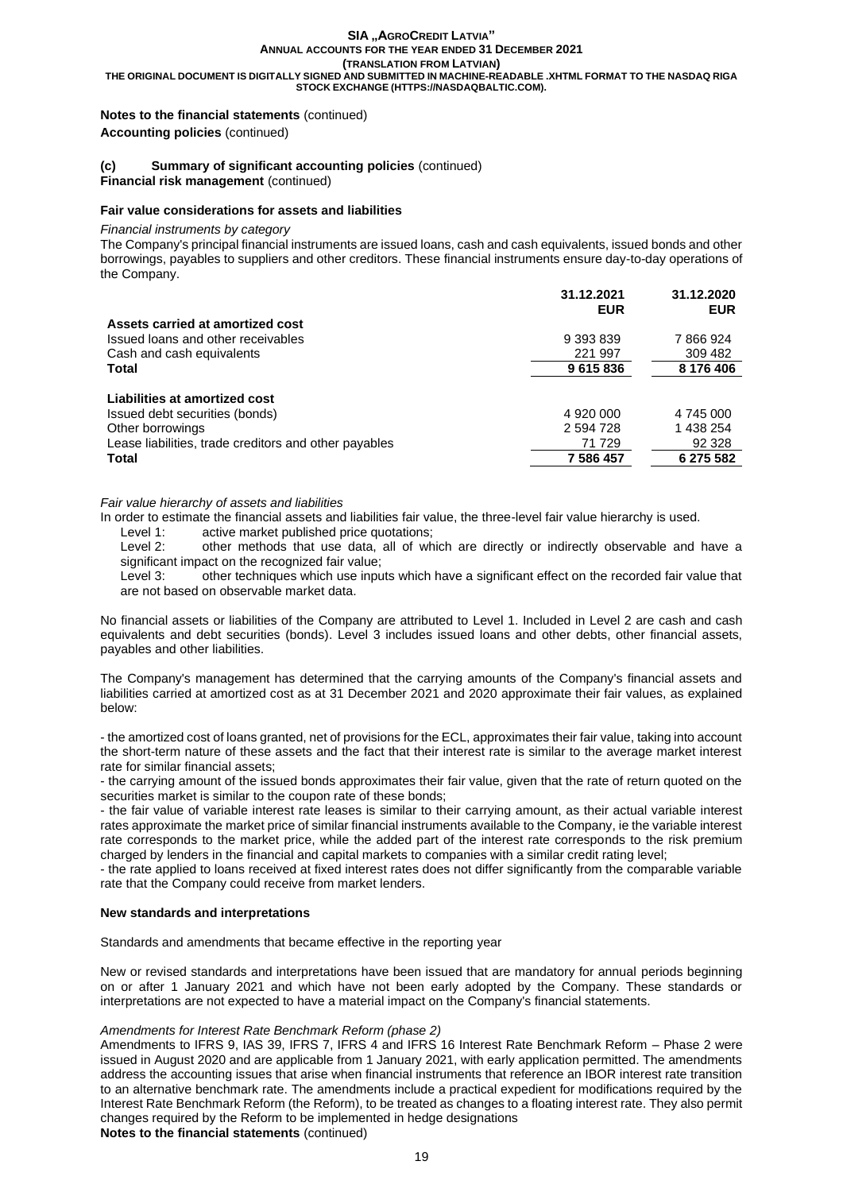**Notes to the financial statements** (continued)

**Accounting policies** (continued)

**(c) Summary of significant accounting policies** (continued)

**Financial risk management** (continued)

**Fair value considerations for assets and liabilities**

*Financial instruments by category*

The Company's principal financial instruments are issued loans, cash and cash equivalents, issued bonds and other borrowings, payables to suppliers and other creditors. These financial instruments ensure day-to-day operations of the Company.

| | 31.12.2021 EUR | 31.12.2020 EUR |
|---|---|---|
| **Assets carried at amortized cost** | | |
| Issued loans and other receivables | 9 393 839 | 7 866 924 |
| Cash and cash equivalents | 221 997 | 309 482 |
| **Total** | **9 615 836** | **8 176 406** |
| **Liabilities at amortized cost** | | |
| Issued debt securities (bonds) | 4 920 000 | 4 745 000 |
| Other borrowings | 2 594 728 | 1 438 254 |
| Lease liabilities, trade creditors and other payables | 71 729 | 92 328 |
| **Total** | **7 586 457** | **6 275 582** |

*Fair value hierarchy of assets and liabilities*

In order to estimate the financial assets and liabilities fair value, the three-level fair value hierarchy is used.

Level 1: active market published price quotations;

Level 2: other methods that use data, all of which are directly or indirectly observable and have a significant impact on the recognized fair value;

Level 3: other techniques which use inputs which have a significant effect on the recorded fair value that are not based on observable market data.

No financial assets or liabilities of the Company are attributed to Level 1. Included in Level 2 are cash and cash equivalents and debt securities (bonds). Level 3 includes issued loans and other debts, other financial assets, payables and other liabilities.

The Company's management has determined that the carrying amounts of the Company's financial assets and liabilities carried at amortized cost as at 31 December 2021 and 2020 approximate their fair values, as explained below:

- the amortized cost of loans granted, net of provisions for the ECL, approximates their fair value, taking into account the short-term nature of these assets and the fact that their interest rate is similar to the average market interest rate for similar financial assets;
- the carrying amount of the issued bonds approximates their fair value, given that the rate of return quoted on the securities market is similar to the coupon rate of these bonds;
- the fair value of variable interest rate leases is similar to their carrying amount, as their actual variable interest rates approximate the market price of similar financial instruments available to the Company, ie the variable interest rate corresponds to the market price, while the added part of the interest rate corresponds to the risk premium charged by lenders in the financial and capital markets to companies with a similar credit rating level;
- the rate applied to loans received at fixed interest rates does not differ significantly from the comparable variable rate that the Company could receive from market lenders.

**New standards and interpretations**

Standards and amendments that became effective in the reporting year

New or revised standards and interpretations have been issued that are mandatory for annual periods beginning on or after 1 January 2021 and which have not been early adopted by the Company. These standards or interpretations are not expected to have a material impact on the Company's financial statements.

*Amendments for Interest Rate Benchmark Reform (phase 2)*

Amendments to IFRS 9, IAS 39, IFRS 7, IFRS 4 and IFRS 16 Interest Rate Benchmark Reform – Phase 2 were issued in August 2020 and are applicable from 1 January 2021, with early application permitted. The amendments address the accounting issues that arise when financial instruments that reference an IBOR interest rate transition to an alternative benchmark rate. The amendments include a practical expedient for modifications required by the Interest Rate Benchmark Reform (the Reform), to be treated as changes to a floating interest rate. They also permit changes required by the Reform to be implemented in hedge designations

**Notes to the financial statements** (continued)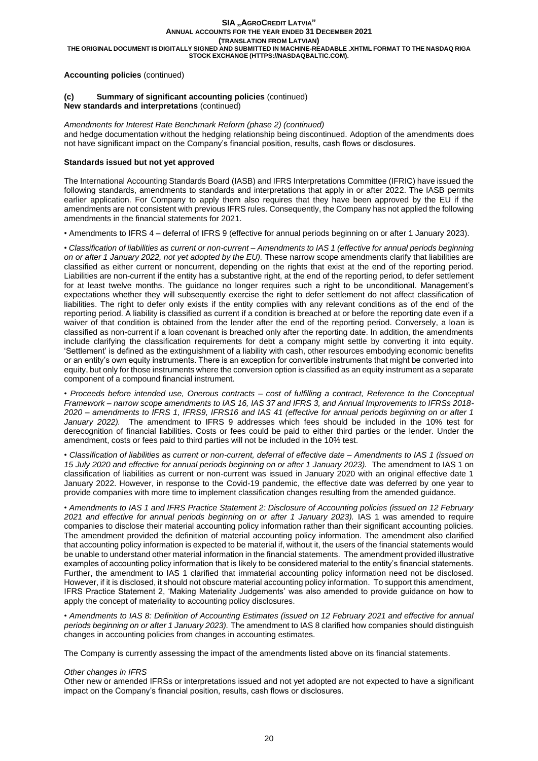**Accounting policies** (continued)

**(c) Summary of significant accounting policies** (continued)
**New standards and interpretations** (continued)

*Amendments for Interest Rate Benchmark Reform (phase 2) (continued)*
and hedge documentation without the hedging relationship being discontinued. Adoption of the amendments does not have significant impact on the Company's financial position, results, cash flows or disclosures.

**Standards issued but not yet approved**

The International Accounting Standards Board (IASB) and IFRS Interpretations Committee (IFRIC) have issued the following standards, amendments to standards and interpretations that apply in or after 2022. The IASB permits earlier application. For Company to apply them also requires that they have been approved by the EU if the amendments are not consistent with previous IFRS rules. Consequently, the Company has not applied the following amendments in the financial statements for 2021.

• Amendments to IFRS 4 – deferral of IFRS 9 (effective for annual periods beginning on or after 1 January 2023).

• *Classification of liabilities as current or non-current – Amendments to IAS 1 (effective for annual periods beginning on or after 1 January 2022, not yet adopted by the EU).* These narrow scope amendments clarify that liabilities are classified as either current or noncurrent, depending on the rights that exist at the end of the reporting period. Liabilities are non-current if the entity has a substantive right, at the end of the reporting period, to defer settlement for at least twelve months. The guidance no longer requires such a right to be unconditional. Management's expectations whether they will subsequently exercise the right to defer settlement do not affect classification of liabilities. The right to defer only exists if the entity complies with any relevant conditions as of the end of the reporting period. A liability is classified as current if a condition is breached at or before the reporting date even if a waiver of that condition is obtained from the lender after the end of the reporting period. Conversely, a loan is classified as non-current if a loan covenant is breached only after the reporting date. In addition, the amendments include clarifying the classification requirements for debt a company might settle by converting it into equity. 'Settlement' is defined as the extinguishment of a liability with cash, other resources embodying economic benefits or an entity's own equity instruments. There is an exception for convertible instruments that might be converted into equity, but only for those instruments where the conversion option is classified as an equity instrument as a separate component of a compound financial instrument.

• *Proceeds before intended use, Onerous contracts – cost of fulfilling a contract, Reference to the Conceptual Framework – narrow scope amendments to IAS 16, IAS 37 and IFRS 3, and Annual Improvements to IFRSs 2018-2020 – amendments to IFRS 1, IFRS9, IFRS16 and IAS 41 (effective for annual periods beginning on or after 1 January 2022).* The amendment to IFRS 9 addresses which fees should be included in the 10% test for derecognition of financial liabilities. Costs or fees could be paid to either third parties or the lender. Under the amendment, costs or fees paid to third parties will not be included in the 10% test.

• *Classification of liabilities as current or non-current, deferral of effective date – Amendments to IAS 1 (issued on 15 July 2020 and effective for annual periods beginning on or after 1 January 2023).* The amendment to IAS 1 on classification of liabilities as current or non-current was issued in January 2020 with an original effective date 1 January 2022. However, in response to the Covid-19 pandemic, the effective date was deferred by one year to provide companies with more time to implement classification changes resulting from the amended guidance.

• *Amendments to IAS 1 and IFRS Practice Statement 2: Disclosure of Accounting policies (issued on 12 February 2021 and effective for annual periods beginning on or after 1 January 2023).* IAS 1 was amended to require companies to disclose their material accounting policy information rather than their significant accounting policies. The amendment provided the definition of material accounting policy information. The amendment also clarified that accounting policy information is expected to be material if, without it, the users of the financial statements would be unable to understand other material information in the financial statements. The amendment provided illustrative examples of accounting policy information that is likely to be considered material to the entity's financial statements. Further, the amendment to IAS 1 clarified that immaterial accounting policy information need not be disclosed. However, if it is disclosed, it should not obscure material accounting policy information. To support this amendment, IFRS Practice Statement 2, 'Making Materiality Judgements' was also amended to provide guidance on how to apply the concept of materiality to accounting policy disclosures.

• *Amendments to IAS 8: Definition of Accounting Estimates (issued on 12 February 2021 and effective for annual periods beginning on or after 1 January 2023).* The amendment to IAS 8 clarified how companies should distinguish changes in accounting policies from changes in accounting estimates.

The Company is currently assessing the impact of the amendments listed above on its financial statements.

*Other changes in IFRS*
Other new or amended IFRSs or interpretations issued and not yet adopted are not expected to have a significant impact on the Company's financial position, results, cash flows or disclosures.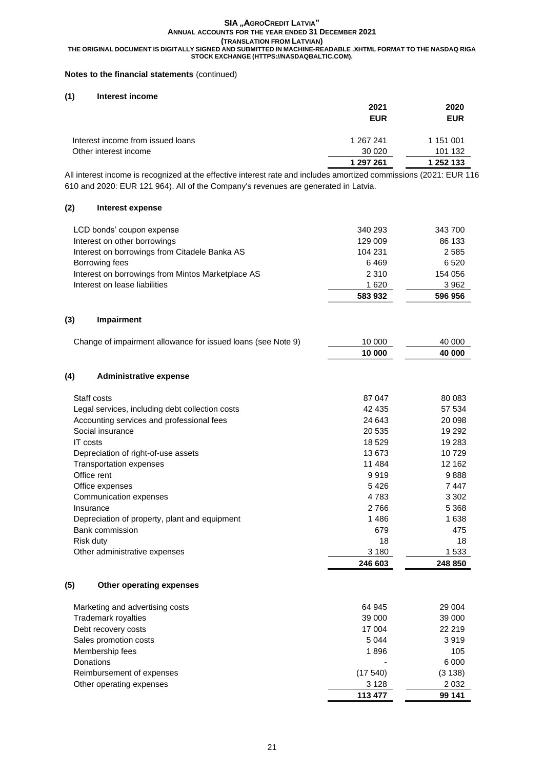**Notes to the financial statements** (continued)

**(1) Interest income**

| | 2021 EUR | 2020 EUR |
|---|---|---|
| Interest income from issued loans | 1 267 241 | 1 151 001 |
| Other interest income | 30 020 | 101 132 |
| | **1 297 261** | **1 252 133** |

All interest income is recognized at the effective interest rate and includes amortized commissions (2021: EUR 116 610 and 2020: EUR 121 964). All of the Company's revenues are generated in Latvia.

**(2) Interest expense**

| | 2021 EUR | 2020 EUR |
|---|---|---|
| LCD bonds' coupon expense | 340 293 | 343 700 |
| Interest on other borrowings | 129 009 | 86 133 |
| Interest on borrowings from Citadele Banka AS | 104 231 | 2 585 |
| Borrowing fees | 6 469 | 6 520 |
| Interest on borrowings from Mintos Marketplace AS | 2 310 | 154 056 |
| Interest on lease liabilities | 1 620 | 3 962 |
| | **583 932** | **596 956** |

**(3) Impairment**

| | 2021 EUR | 2020 EUR |
|---|---|---|
| Change of impairment allowance for issued loans (see Note 9) | 10 000 | 40 000 |
| | **10 000** | **40 000** |

**(4) Administrative expense**

| | 2021 EUR | 2020 EUR |
|---|---|---|
| Staff costs | 87 047 | 80 083 |
| Legal services, including debt collection costs | 42 435 | 57 534 |
| Accounting services and professional fees | 24 643 | 20 098 |
| Social insurance | 20 535 | 19 292 |
| IT costs | 18 529 | 19 283 |
| Depreciation of right-of-use assets | 13 673 | 10 729 |
| Transportation expenses | 11 484 | 12 162 |
| Office rent | 9 919 | 9 888 |
| Office expenses | 5 426 | 7 447 |
| Communication expenses | 4 783 | 3 302 |
| Insurance | 2 766 | 5 368 |
| Depreciation of property, plant and equipment | 1 486 | 1 638 |
| Bank commission | 679 | 475 |
| Risk duty | 18 | 18 |
| Other administrative expenses | 3 180 | 1 533 |
| | **246 603** | **248 850** |

**(5) Other operating expenses**

| | 2021 EUR | 2020 EUR |
|---|---|---|
| Marketing and advertising costs | 64 945 | 29 004 |
| Trademark royalties | 39 000 | 39 000 |
| Debt recovery costs | 17 004 | 22 219 |
| Sales promotion costs | 5 044 | 3 919 |
| Membership fees | 1 896 | 105 |
| Donations | - | 6 000 |
| Reimbursement of expenses | (17 540) | (3 138) |
| Other operating expenses | 3 128 | 2 032 |
| | **113 477** | **99 141** |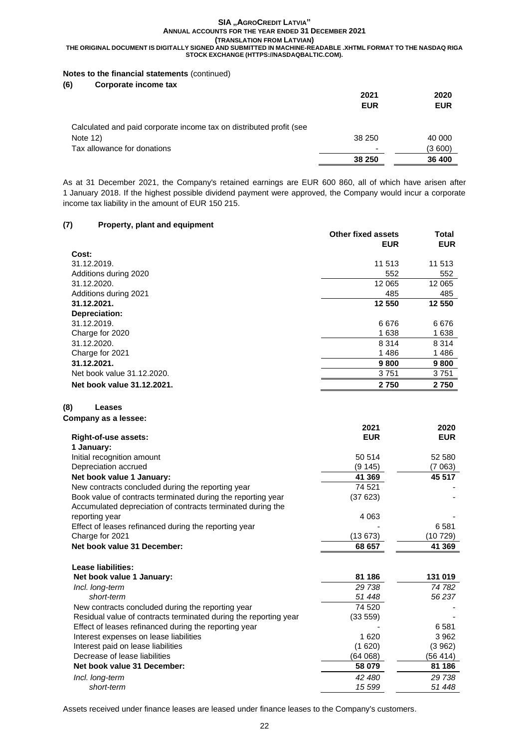**Notes to the financial statements** (continued)

## (6) Corporate income tax

| | 2021 EUR | 2020 EUR |
|---|---|---|
| Calculated and paid corporate income tax on distributed profit (see Note 12) | 38 250 | 40 000 |
| Tax allowance for donations | - | (3 600) |
| | **38 250** | **36 400** |

As at 31 December 2021, the Company's retained earnings are EUR 600 860, all of which have arisen after 1 January 2018. If the highest possible dividend payment were approved, the Company would incur a corporate income tax liability in the amount of EUR 150 215.

## (7) Property, plant and equipment

| | Other fixed assets EUR | Total EUR |
|---|---|---|
| **Cost:** | | |
| 31.12.2019. | 11 513 | 11 513 |
| Additions during 2020 | 552 | 552 |
| 31.12.2020. | 12 065 | 12 065 |
| Additions during 2021 | 485 | 485 |
| **31.12.2021.** | **12 550** | **12 550** |
| **Depreciation:** | | |
| 31.12.2019. | 6 676 | 6 676 |
| Charge for 2020 | 1 638 | 1 638 |
| 31.12.2020. | 8 314 | 8 314 |
| Charge for 2021 | 1 486 | 1 486 |
| **31.12.2021.** | **9 800** | **9 800** |
| Net book value 31.12.2020. | 3 751 | 3 751 |
| **Net book value 31.12.2021.** | **2 750** | **2 750** |

## (8) Leases

**Company as a lessee:**

| | 2021 EUR | 2020 EUR |
|---|---|---|
| **Right-of-use assets:** | | |
| **1 January:** | | |
| Initial recognition amount | 50 514 | 52 580 |
| Depreciation accrued | (9 145) | (7 063) |
| **Net book value 1 January:** | **41 369** | **45 517** |
| New contracts concluded during the reporting year | 74 521 | - |
| Book value of contracts terminated during the reporting year | (37 623) | - |
| Accumulated depreciation of contracts terminated during the reporting year | 4 063 | - |
| Effect of leases refinanced during the reporting year | - | 6 581 |
| Charge for 2021 | (13 673) | (10 729) |
| **Net book value 31 December:** | **68 657** | **41 369** |
| | | |
| **Lease liabilities:** | | |
| **Net book value 1 January:** | **81 186** | **131 019** |
| *Incl. long-term* | *29 738* | *74 782* |
| *short-term* | *51 448* | *56 237* |
| New contracts concluded during the reporting year | 74 520 | - |
| Residual value of contracts terminated during the reporting year | (33 559) | - |
| Effect of leases refinanced during the reporting year | - | 6 581 |
| Interest expenses on lease liabilities | 1 620 | 3 962 |
| Interest paid on lease liabilities | (1 620) | (3 962) |
| Decrease of lease liabilities | (64 068) | (56 414) |
| **Net book value 31 December:** | **58 079** | **81 186** |
| *Incl. long-term* | *42 480* | *29 738* |
| *short-term* | *15 599* | *51 448* |

Assets received under finance leases are leased under finance leases to the Company's customers.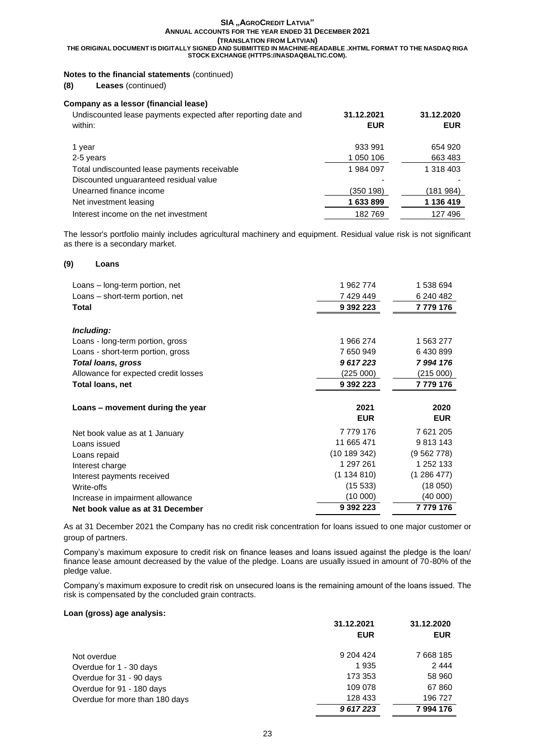**Notes to the financial statements** (continued)

**(8) Leases** (continued)

**Company as a lessor (financial lease)**

| Undiscounted lease payments expected after reporting date and within: | 31.12.2021 EUR | 31.12.2020 EUR |
|---|---|---|
| 1 year | 933 991 | 654 920 |
| 2-5 years | 1 050 106 | 663 483 |
| Total undiscounted lease payments receivable | 1 984 097 | 1 318 403 |
| Discounted unguaranteed residual value | - | - |
| Unearned finance income | (350 198) | (181 984) |
| Net investment leasing | **1 633 899** | **1 136 419** |
| Interest income on the net investment | 182 769 | 127 496 |

The lessor's portfolio mainly includes agricultural machinery and equipment. Residual value risk is not significant as there is a secondary market.

**(9) Loans**

| | | |
|---|---|---|
| Loans – long-term portion, net | 1 962 774 | 1 538 694 |
| Loans – short-term portion, net | 7 429 449 | 6 240 482 |
| **Total** | **9 392 223** | **7 779 176** |
| ***Including:*** | | |
| Loans - long-term portion, gross | 1 966 274 | 1 563 277 |
| Loans - short-term portion, gross | 7 650 949 | 6 430 899 |
| ***Total loans, gross*** | ***9 617 223*** | ***7 994 176*** |
| Allowance for expected credit losses | (225 000) | (215 000) |
| **Total loans, net** | **9 392 223** | **7 779 176** |

| Loans – movement during the year | 2021 EUR | 2020 EUR |
|---|---|---|
| Net book value as at 1 January | 7 779 176 | 7 621 205 |
| Loans issued | 11 665 471 | 9 813 143 |
| Loans repaid | (10 189 342) | (9 562 778) |
| Interest charge | 1 297 261 | 1 252 133 |
| Interest payments received | (1 134 810) | (1 286 477) |
| Write-offs | (15 533) | (18 050) |
| Increase in impairment allowance | (10 000) | (40 000) |
| **Net book value as at 31 December** | **9 392 223** | **7 779 176** |

As at 31 December 2021 the Company has no credit risk concentration for loans issued to one major customer or group of partners.

Company's maximum exposure to credit risk on finance leases and loans issued against the pledge is the loan/ finance lease amount decreased by the value of the pledge. Loans are usually issued in amount of 70-80% of the pledge value.

Company's maximum exposure to credit risk on unsecured loans is the remaining amount of the loans issued. The risk is compensated by the concluded grain contracts.

**Loan (gross) age analysis:**

| | 31.12.2021 EUR | 31.12.2020 EUR |
|---|---|---|
| Not overdue | 9 204 424 | 7 668 185 |
| Overdue for 1 - 30 days | 1 935 | 2 444 |
| Overdue for 31 - 90 days | 173 353 | 58 960 |
| Overdue for 91 - 180 days | 109 078 | 67 860 |
| Overdue for more than 180 days | 128 433 | 196 727 |
| | *9 617 223* | 7 994 176 |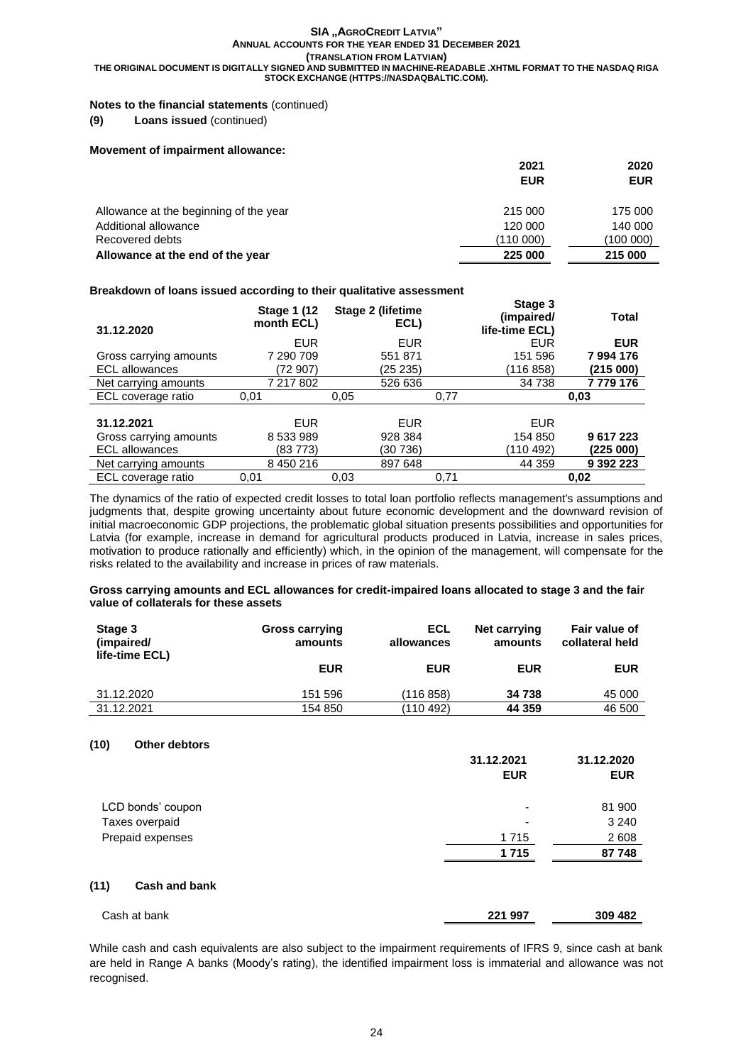**Notes to the financial statements** (continued)

**(9) Loans issued** (continued)

**Movement of impairment allowance:**

| | 2021 | 2020 |
|---|---|---|
| | EUR | EUR |
| Allowance at the beginning of the year | 215 000 | 175 000 |
| Additional allowance | 120 000 | 140 000 |
| Recovered debts | (110 000) | (100 000) |
| **Allowance at the end of the year** | **225 000** | **215 000** |

**Breakdown of loans issued according to their qualitative assessment**

| 31.12.2020 | Stage 1 (12 month ECL) | Stage 2 (lifetime ECL) | Stage 3 (impaired/ life-time ECL) | Total |
|---|---|---|---|---|
| | EUR | EUR | EUR | **EUR** |
| Gross carrying amounts | 7 290 709 | 551 871 | 151 596 | **7 994 176** |
| ECL allowances | (72 907) | (25 235) | (116 858) | **(215 000)** |
| Net carrying amounts | 7 217 802 | 526 636 | 34 738 | **7 779 176** |
| ECL coverage ratio | 0,01 | 0,05 | 0,77 | **0,03** |
| **31.12.2021** | EUR | EUR | EUR | |
| Gross carrying amounts | 8 533 989 | 928 384 | 154 850 | **9 617 223** |
| ECL allowances | (83 773) | (30 736) | (110 492) | **(225 000)** |
| Net carrying amounts | 8 450 216 | 897 648 | 44 359 | **9 392 223** |
| ECL coverage ratio | 0,01 | 0,03 | 0,71 | **0,02** |

The dynamics of the ratio of expected credit losses to total loan portfolio reflects management's assumptions and judgments that, despite growing uncertainty about future economic development and the downward revision of initial macroeconomic GDP projections, the problematic global situation presents possibilities and opportunities for Latvia (for example, increase in demand for agricultural products produced in Latvia, increase in sales prices, motivation to produce rationally and efficiently) which, in the opinion of the management, will compensate for the risks related to the availability and increase in prices of raw materials.

**Gross carrying amounts and ECL allowances for credit-impaired loans allocated to stage 3 and the fair value of collaterals for these assets**

| Stage 3 (impaired/ life-time ECL) | Gross carrying amounts | ECL allowances | Net carrying amounts | Fair value of collateral held |
|---|---|---|---|---|
| | EUR | EUR | EUR | EUR |
| 31.12.2020 | 151 596 | (116 858) | **34 738** | 45 000 |
| 31.12.2021 | 154 850 | (110 492) | **44 359** | 46 500 |

**(10) Other debtors**

| | 31.12.2021 | 31.12.2020 |
|---|---|---|
| | EUR | EUR |
| LCD bonds' coupon | - | 81 900 |
| Taxes overpaid | - | 3 240 |
| Prepaid expenses | 1 715 | 2 608 |
| | **1 715** | **87 748** |

**(11) Cash and bank**

| | | |
|---|---|---|
| Cash at bank | **221 997** | **309 482** |

While cash and cash equivalents are also subject to the impairment requirements of IFRS 9, since cash at bank are held in Range A banks (Moody's rating), the identified impairment loss is immaterial and allowance was not recognised.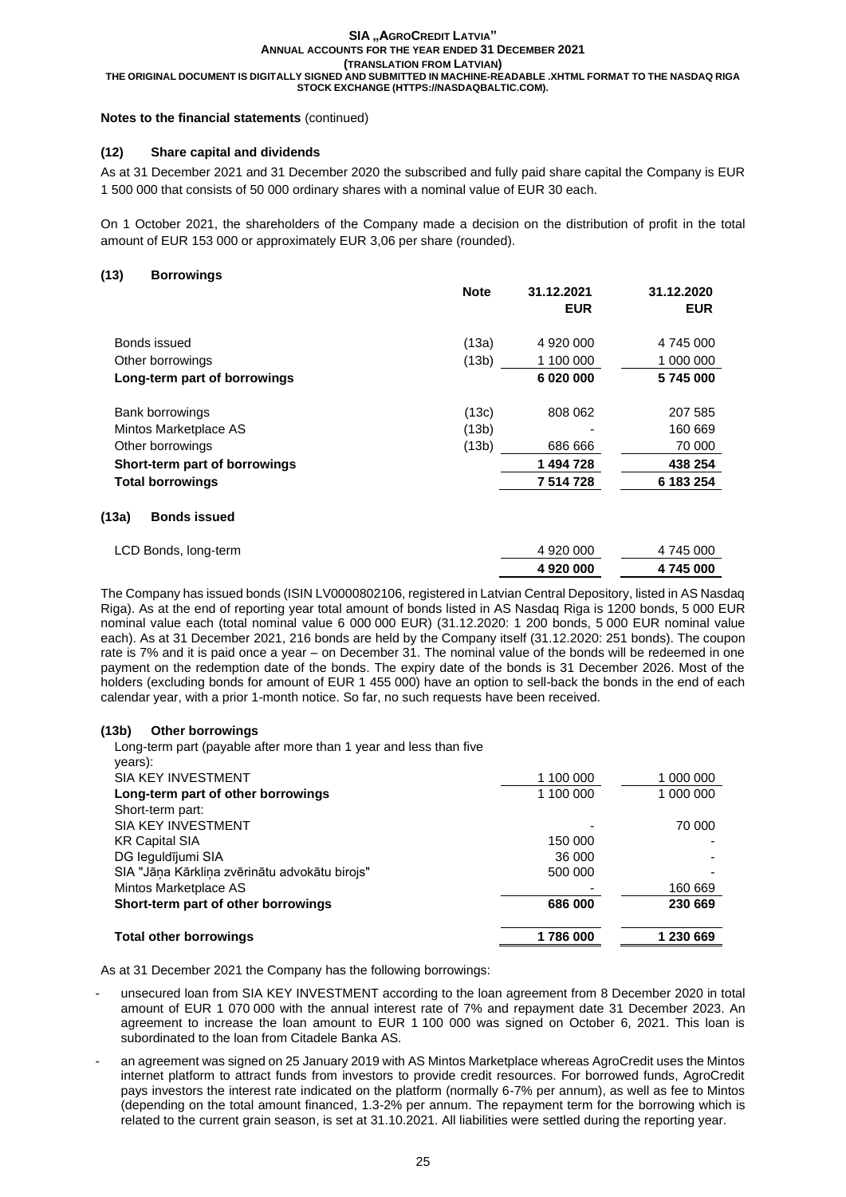**Notes to the financial statements** (continued)

## (12) Share capital and dividends

As at 31 December 2021 and 31 December 2020 the subscribed and fully paid share capital the Company is EUR 1 500 000 that consists of 50 000 ordinary shares with a nominal value of EUR 30 each.

On 1 October 2021, the shareholders of the Company made a decision on the distribution of profit in the total amount of EUR 153 000 or approximately EUR 3,06 per share (rounded).

## (13) Borrowings

| | Note | 31.12.2021 EUR | 31.12.2020 EUR |
|---|---|---|---|
| Bonds issued | (13a) | 4 920 000 | 4 745 000 |
| Other borrowings | (13b) | 1 100 000 | 1 000 000 |
| **Long-term part of borrowings** | | **6 020 000** | **5 745 000** |
| Bank borrowings | (13c) | 808 062 | 207 585 |
| Mintos Marketplace AS | (13b) | - | 160 669 |
| Other borrowings | (13b) | 686 666 | 70 000 |
| **Short-term part of borrowings** | | **1 494 728** | **438 254** |
| **Total borrowings** | | **7 514 728** | **6 183 254** |

### (13a) Bonds issued

| | 31.12.2021 | 31.12.2020 |
|---|---|---|
| LCD Bonds, long-term | 4 920 000 | 4 745 000 |
| | **4 920 000** | **4 745 000** |

The Company has issued bonds (ISIN LV0000802106, registered in Latvian Central Depository, listed in AS Nasdaq Riga). As at the end of reporting year total amount of bonds listed in AS Nasdaq Riga is 1200 bonds, 5 000 EUR nominal value each (total nominal value 6 000 000 EUR) (31.12.2020: 1 200 bonds, 5 000 EUR nominal value each). As at 31 December 2021, 216 bonds are held by the Company itself (31.12.2020: 251 bonds). The coupon rate is 7% and it is paid once a year – on December 31. The nominal value of the bonds will be redeemed in one payment on the redemption date of the bonds. The expiry date of the bonds is 31 December 2026. Most of the holders (excluding bonds for amount of EUR 1 455 000) have an option to sell-back the bonds in the end of each calendar year, with a prior 1-month notice. So far, no such requests have been received.

### (13b) Other borrowings

| | 31.12.2021 | 31.12.2020 |
|---|---|---|
| Long-term part (payable after more than 1 year and less than five years): | | |
| SIA KEY INVESTMENT | 1 100 000 | 1 000 000 |
| **Long-term part of other borrowings** | **1 100 000** | **1 000 000** |
| Short-term part: | | |
| SIA KEY INVESTMENT | - | 70 000 |
| KR Capital SIA | 150 000 | - |
| DG Ieguldījumi SIA | 36 000 | - |
| SIA "Jāņa Kārkliņa zvērinātu advokātu birojs" | 500 000 | - |
| Mintos Marketplace AS | - | 160 669 |
| **Short-term part of other borrowings** | **686 000** | **230 669** |
| **Total other borrowings** | **1 786 000** | **1 230 669** |

As at 31 December 2021 the Company has the following borrowings:

- unsecured loan from SIA KEY INVESTMENT according to the loan agreement from 8 December 2020 in total amount of EUR 1 070 000 with the annual interest rate of 7% and repayment date 31 December 2023. An agreement to increase the loan amount to EUR 1 100 000 was signed on October 6, 2021. This loan is subordinated to the loan from Citadele Banka AS.
- an agreement was signed on 25 January 2019 with AS Mintos Marketplace whereas AgroCredit uses the Mintos internet platform to attract funds from investors to provide credit resources. For borrowed funds, AgroCredit pays investors the interest rate indicated on the platform (normally 6-7% per annum), as well as fee to Mintos (depending on the total amount financed, 1.3-2% per annum. The repayment term for the borrowing which is related to the current grain season, is set at 31.10.2021. All liabilities were settled during the reporting year.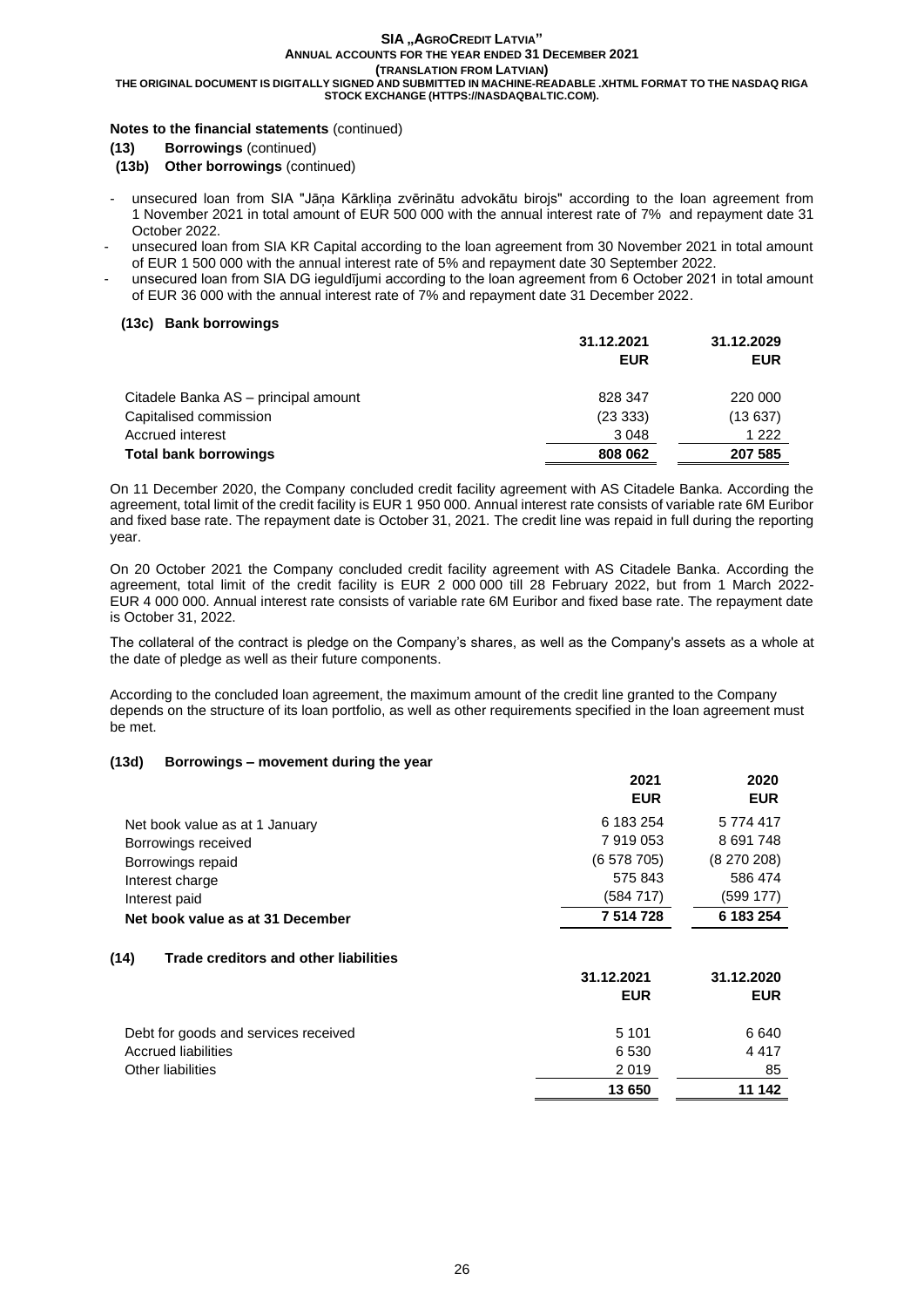**Notes to the financial statements** (continued)

**(13) Borrowings** (continued)

**(13b) Other borrowings** (continued)

- unsecured loan from SIA "Jāņa Kārkliņa zvērinātu advokātu birojs" according to the loan agreement from 1 November 2021 in total amount of EUR 500 000 with the annual interest rate of 7% and repayment date 31 October 2022.
- unsecured loan from SIA KR Capital according to the loan agreement from 30 November 2021 in total amount of EUR 1 500 000 with the annual interest rate of 5% and repayment date 30 September 2022.
- unsecured loan from SIA DG ieguldījumi according to the loan agreement from 6 October 2021 in total amount of EUR 36 000 with the annual interest rate of 7% and repayment date 31 December 2022.

**(13c) Bank borrowings**

| | 31.12.2021 EUR | 31.12.2029 EUR |
|---|---|---|
| Citadele Banka AS – principal amount | 828 347 | 220 000 |
| Capitalised commission | (23 333) | (13 637) |
| Accrued interest | 3 048 | 1 222 |
| **Total bank borrowings** | **808 062** | **207 585** |

On 11 December 2020, the Company concluded credit facility agreement with AS Citadele Banka. According the agreement, total limit of the credit facility is EUR 1 950 000. Annual interest rate consists of variable rate 6M Euribor and fixed base rate. The repayment date is October 31, 2021. The credit line was repaid in full during the reporting year.

On 20 October 2021 the Company concluded credit facility agreement with AS Citadele Banka. According the agreement, total limit of the credit facility is EUR 2 000 000 till 28 February 2022, but from 1 March 2022- EUR 4 000 000. Annual interest rate consists of variable rate 6M Euribor and fixed base rate. The repayment date is October 31, 2022.

The collateral of the contract is pledge on the Company's shares, as well as the Company's assets as a whole at the date of pledge as well as their future components.

According to the concluded loan agreement, the maximum amount of the credit line granted to the Company depends on the structure of its loan portfolio, as well as other requirements specified in the loan agreement must be met.

**(13d) Borrowings – movement during the year**

| | 2021 EUR | 2020 EUR |
|---|---|---|
| Net book value as at 1 January | 6 183 254 | 5 774 417 |
| Borrowings received | 7 919 053 | 8 691 748 |
| Borrowings repaid | (6 578 705) | (8 270 208) |
| Interest charge | 575 843 | 586 474 |
| Interest paid | (584 717) | (599 177) |
| **Net book value as at 31 December** | **7 514 728** | **6 183 254** |

**(14) Trade creditors and other liabilities**

| | 31.12.2021 EUR | 31.12.2020 EUR |
|---|---|---|
| Debt for goods and services received | 5 101 | 6 640 |
| Accrued liabilities | 6 530 | 4 417 |
| Other liabilities | 2 019 | 85 |
| | **13 650** | **11 142** |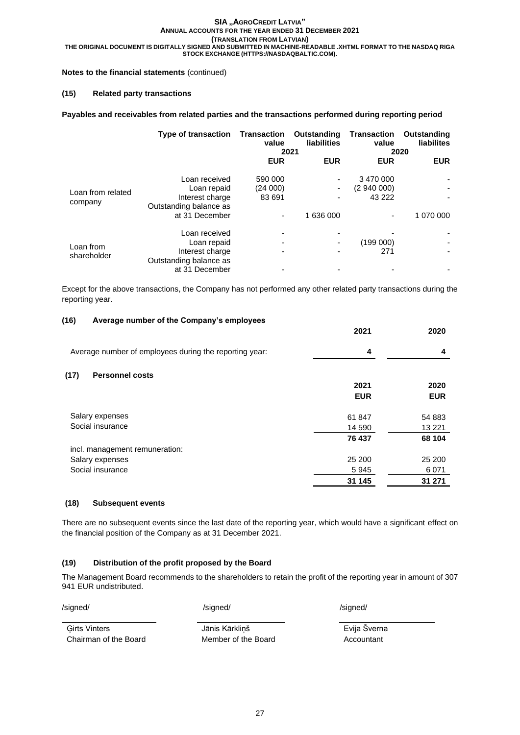**Notes to the financial statements** (continued)

### (15) Related party transactions

**Payables and receivables from related parties and the transactions performed during reporting period**

| | Type of transaction | Transaction value 2021 | Outstanding liabilities 2021 | Transaction value 2020 | Outstanding liabilites 2020 |
|---|---|---|---|---|---|
| | | EUR | EUR | EUR | EUR |
| Loan from related company | Loan received | 590 000 | - | 3 470 000 | - |
| | Loan repaid | (24 000) | - | (2 940 000) | - |
| | Interest charge | 83 691 | - | 43 222 | - |
| | Outstanding balance as at 31 December | - | 1 636 000 | - | 1 070 000 |
| Loan from shareholder | Loan received | - | - | - | - |
| | Loan repaid | - | - | (199 000) | - |
| | Interest charge | - | - | 271 | - |
| | Outstanding balance as at 31 December | - | - | - | - |

Except for the above transactions, the Company has not performed any other related party transactions during the reporting year.

### (16) Average number of the Company's employees

| | 2021 | 2020 |
|---|---|---|
| Average number of employees during the reporting year: | **4** | **4** |

### (17) Personnel costs

| | 2021 | 2020 |
|---|---|---|
| | **EUR** | **EUR** |
| Salary expenses | 61 847 | 54 883 |
| Social insurance | 14 590 | 13 221 |
| | **76 437** | **68 104** |
| incl. management remuneration: | | |
| Salary expenses | 25 200 | 25 200 |
| Social insurance | 5 945 | 6 071 |
| | **31 145** | **31 271** |

### (18) Subsequent events

There are no subsequent events since the last date of the reporting year, which would have a significant effect on the financial position of the Company as at 31 December 2021.

### (19) Distribution of the profit proposed by the Board

The Management Board recommends to the shareholders to retain the profit of the reporting year in amount of 307 941 EUR undistributed.

| /signed/ | /signed/ | /signed/ |
|---|---|---|
| Ģirts Vinters | Jānis Kārkliņš | Evija Šverna |
| Chairman of the Board | Member of the Board | Accountant |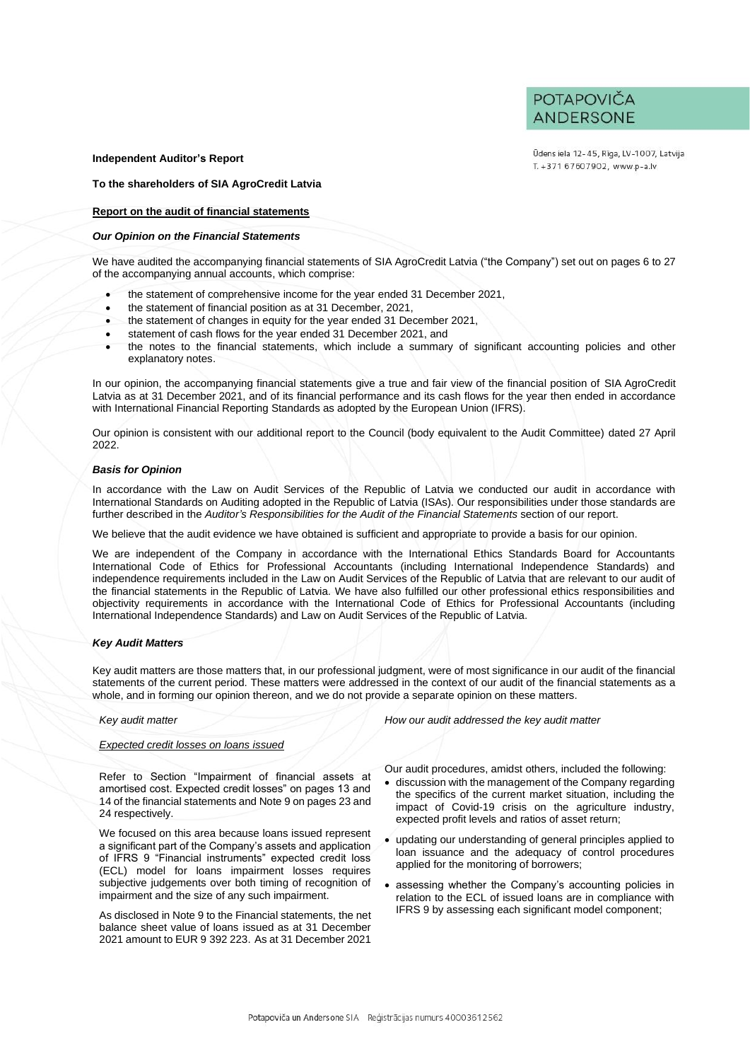**POTAPOVIČA ANDERSONE**

Ūdens iela 12- 45, Rīga, LV-1007, Latvija
T. +371 67607902, www.p-a.lv

**Independent Auditor's Report**

**To the shareholders of SIA AgroCredit Latvia**

**Report on the audit of financial statements**

***Our Opinion on the Financial Statements***

We have audited the accompanying financial statements of SIA AgroCredit Latvia ("the Company") set out on pages 6 to 27 of the accompanying annual accounts, which comprise:

- the statement of comprehensive income for the year ended 31 December 2021,
- the statement of financial position as at 31 December, 2021,
- the statement of changes in equity for the year ended 31 December 2021,
- statement of cash flows for the year ended 31 December 2021, and
- the notes to the financial statements, which include a summary of significant accounting policies and other explanatory notes.

In our opinion, the accompanying financial statements give a true and fair view of the financial position of SIA AgroCredit Latvia as at 31 December 2021, and of its financial performance and its cash flows for the year then ended in accordance with International Financial Reporting Standards as adopted by the European Union (IFRS).

Our opinion is consistent with our additional report to the Council (body equivalent to the Audit Committee) dated 27 April 2022.

***Basis for Opinion***

In accordance with the Law on Audit Services of the Republic of Latvia we conducted our audit in accordance with International Standards on Auditing adopted in the Republic of Latvia (ISAs). Our responsibilities under those standards are further described in the *Auditor's Responsibilities for the Audit of the Financial Statements* section of our report.

We believe that the audit evidence we have obtained is sufficient and appropriate to provide a basis for our opinion.

We are independent of the Company in accordance with the International Ethics Standards Board for Accountants International Code of Ethics for Professional Accountants (including International Independence Standards) and independence requirements included in the Law on Audit Services of the Republic of Latvia that are relevant to our audit of the financial statements in the Republic of Latvia. We have also fulfilled our other professional ethics responsibilities and objectivity requirements in accordance with the International Code of Ethics for Professional Accountants (including International Independence Standards) and Law on Audit Services of the Republic of Latvia.

***Key Audit Matters***

Key audit matters are those matters that, in our professional judgment, were of most significance in our audit of the financial statements of the current period. These matters were addressed in the context of our audit of the financial statements as a whole, and in forming our opinion thereon, and we do not provide a separate opinion on these matters.

| *Key audit matter* | *How our audit addressed the key audit matter* |
|---|---|
| <u>*Expected credit losses on loans issued*</u><br><br>Refer to Section "Impairment of financial assets at amortised cost. Expected credit losses" on pages 13 and 14 of the financial statements and Note 9 on pages 23 and 24 respectively.<br><br>We focused on this area because loans issued represent a significant part of the Company's assets and application of IFRS 9 "Financial instruments" expected credit loss (ECL) model for loans impairment losses requires subjective judgements over both timing of recognition of impairment and the size of any such impairment.<br><br>As disclosed in Note 9 to the Financial statements, the net balance sheet value of loans issued as at 31 December 2021 amount to EUR 9 392 223. As at 31 December 2021 | Our audit procedures, amidst others, included the following:<br><br>• discussion with the management of the Company regarding the specifics of the current market situation, including the impact of Covid-19 crisis on the agriculture industry, expected profit levels and ratios of asset return;<br><br>• updating our understanding of general principles applied to loan issuance and the adequacy of control procedures applied for the monitoring of borrowers;<br><br>• assessing whether the Company's accounting policies in relation to the ECL of issued loans are in compliance with IFRS 9 by assessing each significant model component; |

Potapoviča un Andersone SIA Reģistrācijas numurs 40003612562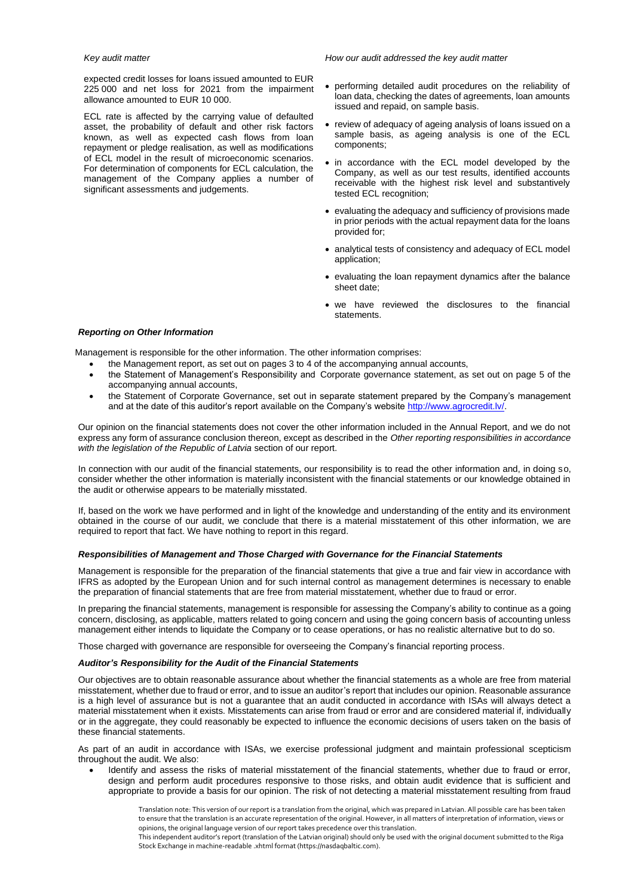| *Key audit matter* | *How our audit addressed the key audit matter* |
| --- | --- |
| expected credit losses for loans issued amounted to EUR 225 000 and net loss for 2021 from the impairment allowance amounted to EUR 10 000.<br><br>ECL rate is affected by the carrying value of defaulted asset, the probability of default and other risk factors known, as well as expected cash flows from loan repayment or pledge realisation, as well as modifications of ECL model in the result of microeconomic scenarios. For determination of components for ECL calculation, the management of the Company applies a number of significant assessments and judgements. | • performing detailed audit procedures on the reliability of loan data, checking the dates of agreements, loan amounts issued and repaid, on sample basis.<br><br>• review of adequacy of ageing analysis of loans issued on a sample basis, as ageing analysis is one of the ECL components;<br><br>• in accordance with the ECL model developed by the Company, as well as our test results, identified accounts receivable with the highest risk level and substantively tested ECL recognition;<br><br>• evaluating the adequacy and sufficiency of provisions made in prior periods with the actual repayment data for the loans provided for;<br><br>• analytical tests of consistency and adequacy of ECL model application;<br><br>• evaluating the loan repayment dynamics after the balance sheet date;<br><br>• we have reviewed the disclosures to the financial statements. |

### *Reporting on Other Information*

Management is responsible for the other information. The other information comprises:

- the Management report, as set out on pages 3 to 4 of the accompanying annual accounts,
- the Statement of Management's Responsibility and Corporate governance statement, as set out on page 5 of the accompanying annual accounts,
- the Statement of Corporate Governance, set out in separate statement prepared by the Company's management and at the date of this auditor's report available on the Company's website http://www.agrocredit.lv/.

Our opinion on the financial statements does not cover the other information included in the Annual Report, and we do not express any form of assurance conclusion thereon, except as described in the *Other reporting responsibilities in accordance with the legislation of the Republic of Latvia* section of our report.

In connection with our audit of the financial statements, our responsibility is to read the other information and, in doing so, consider whether the other information is materially inconsistent with the financial statements or our knowledge obtained in the audit or otherwise appears to be materially misstated.

If, based on the work we have performed and in light of the knowledge and understanding of the entity and its environment obtained in the course of our audit, we conclude that there is a material misstatement of this other information, we are required to report that fact. We have nothing to report in this regard.

### *Responsibilities of Management and Those Charged with Governance for the Financial Statements*

Management is responsible for the preparation of the financial statements that give a true and fair view in accordance with IFRS as adopted by the European Union and for such internal control as management determines is necessary to enable the preparation of financial statements that are free from material misstatement, whether due to fraud or error.

In preparing the financial statements, management is responsible for assessing the Company's ability to continue as a going concern, disclosing, as applicable, matters related to going concern and using the going concern basis of accounting unless management either intends to liquidate the Company or to cease operations, or has no realistic alternative but to do so.

Those charged with governance are responsible for overseeing the Company's financial reporting process.

### *Auditor's Responsibility for the Audit of the Financial Statements*

Our objectives are to obtain reasonable assurance about whether the financial statements as a whole are free from material misstatement, whether due to fraud or error, and to issue an auditor's report that includes our opinion. Reasonable assurance is a high level of assurance but is not a guarantee that an audit conducted in accordance with ISAs will always detect a material misstatement when it exists. Misstatements can arise from fraud or error and are considered material if, individually or in the aggregate, they could reasonably be expected to influence the economic decisions of users taken on the basis of these financial statements.

As part of an audit in accordance with ISAs, we exercise professional judgment and maintain professional scepticism throughout the audit. We also:

- Identify and assess the risks of material misstatement of the financial statements, whether due to fraud or error, design and perform audit procedures responsive to those risks, and obtain audit evidence that is sufficient and appropriate to provide a basis for our opinion. The risk of not detecting a material misstatement resulting from fraud

Translation note: This version of our report is a translation from the original, which was prepared in Latvian. All possible care has been taken to ensure that the translation is an accurate representation of the original. However, in all matters of interpretation of information, views or opinions, the original language version of our report takes precedence over this translation.
This independent auditor's report (translation of the Latvian original) should only be used with the original document submitted to the Riga Stock Exchange in machine-readable .xhtml format (https://nasdaqbaltic.com).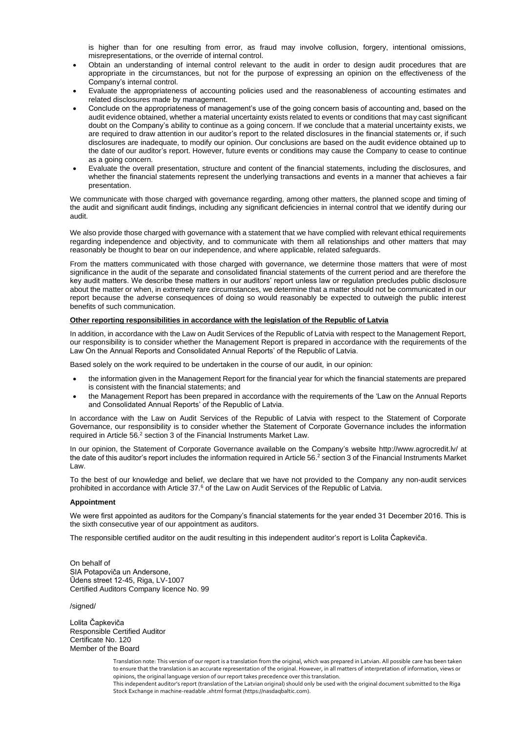is higher than for one resulting from error, as fraud may involve collusion, forgery, intentional omissions, misrepresentations, or the override of internal control.

- Obtain an understanding of internal control relevant to the audit in order to design audit procedures that are appropriate in the circumstances, but not for the purpose of expressing an opinion on the effectiveness of the Company's internal control.
- Evaluate the appropriateness of accounting policies used and the reasonableness of accounting estimates and related disclosures made by management.
- Conclude on the appropriateness of management's use of the going concern basis of accounting and, based on the audit evidence obtained, whether a material uncertainty exists related to events or conditions that may cast significant doubt on the Company's ability to continue as a going concern. If we conclude that a material uncertainty exists, we are required to draw attention in our auditor's report to the related disclosures in the financial statements or, if such disclosures are inadequate, to modify our opinion. Our conclusions are based on the audit evidence obtained up to the date of our auditor's report. However, future events or conditions may cause the Company to cease to continue as a going concern.
- Evaluate the overall presentation, structure and content of the financial statements, including the disclosures, and whether the financial statements represent the underlying transactions and events in a manner that achieves a fair presentation.

We communicate with those charged with governance regarding, among other matters, the planned scope and timing of the audit and significant audit findings, including any significant deficiencies in internal control that we identify during our audit.

We also provide those charged with governance with a statement that we have complied with relevant ethical requirements regarding independence and objectivity, and to communicate with them all relationships and other matters that may reasonably be thought to bear on our independence, and where applicable, related safeguards.

From the matters communicated with those charged with governance, we determine those matters that were of most significance in the audit of the separate and consolidated financial statements of the current period and are therefore the key audit matters. We describe these matters in our auditors' report unless law or regulation precludes public disclosure about the matter or when, in extremely rare circumstances, we determine that a matter should not be communicated in our report because the adverse consequences of doing so would reasonably be expected to outweigh the public interest benefits of such communication.

**Other reporting responsibilities in accordance with the legislation of the Republic of Latvia**

In addition, in accordance with the Law on Audit Services of the Republic of Latvia with respect to the Management Report, our responsibility is to consider whether the Management Report is prepared in accordance with the requirements of the Law On the Annual Reports and Consolidated Annual Reports' of the Republic of Latvia.

Based solely on the work required to be undertaken in the course of our audit, in our opinion:

- the information given in the Management Report for the financial year for which the financial statements are prepared is consistent with the financial statements; and
- the Management Report has been prepared in accordance with the requirements of the 'Law on the Annual Reports and Consolidated Annual Reports' of the Republic of Latvia.

In accordance with the Law on Audit Services of the Republic of Latvia with respect to the Statement of Corporate Governance, our responsibility is to consider whether the Statement of Corporate Governance includes the information required in Article 56.[2] section 3 of the Financial Instruments Market Law.

In our opinion, the Statement of Corporate Governance available on the Company's website http://www.agrocredit.lv/ at the date of this auditor's report includes the information required in Article 56.[2] section 3 of the Financial Instruments Market Law.

To the best of our knowledge and belief, we declare that we have not provided to the Company any non-audit services prohibited in accordance with Article 37.[6] of the Law on Audit Services of the Republic of Latvia.

**Appointment**

We were first appointed as auditors for the Company's financial statements for the year ended 31 December 2016. This is the sixth consecutive year of our appointment as auditors.

The responsible certified auditor on the audit resulting in this independent auditor's report is Lolita Čapkeviča.

On behalf of
SIA Potapoviča un Andersone,
Ūdens street 12-45, Riga, LV-1007
Certified Auditors Company licence No. 99

/signed/

Lolita Čapkeviča
Responsible Certified Auditor
Certificate No. 120
Member of the Board

Translation note: This version of our report is a translation from the original, which was prepared in Latvian. All possible care has been taken to ensure that the translation is an accurate representation of the original. However, in all matters of interpretation of information, views or opinions, the original language version of our report takes precedence over this translation.
This independent auditor's report (translation of the Latvian original) should only be used with the original document submitted to the Riga Stock Exchange in machine-readable .xhtml format (https://nasdaqbaltic.com).